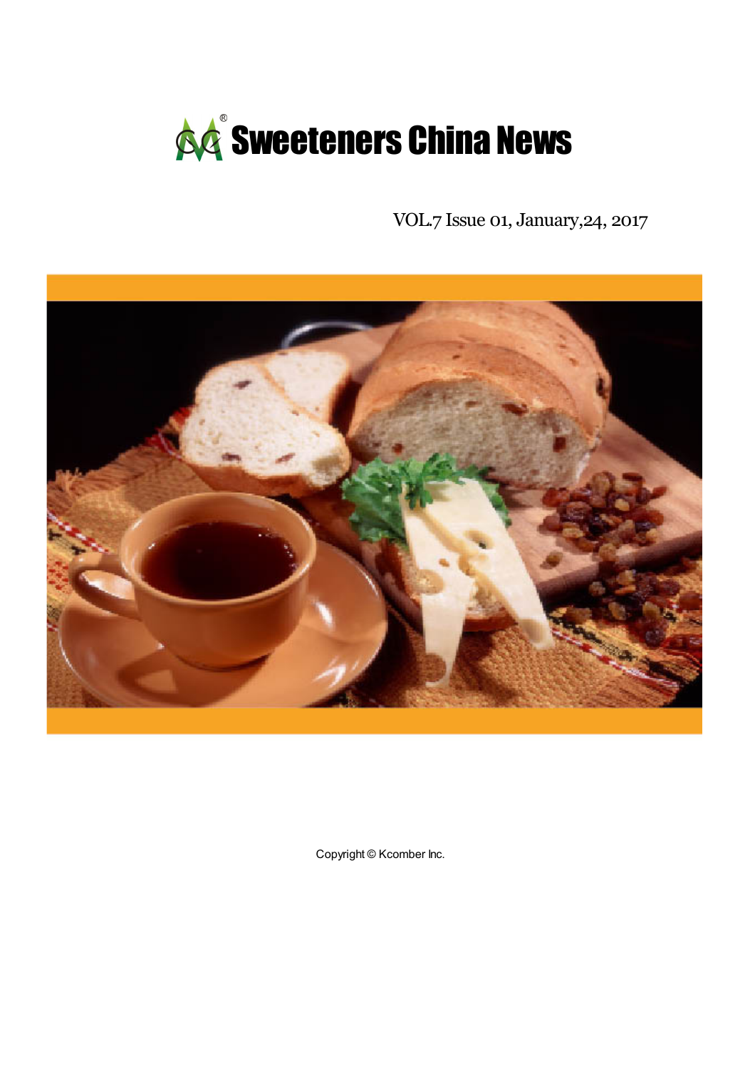# Sweeteners China News

VOL.7 Issue 01, January,24, 2017

Copyright © Kcomber Inc.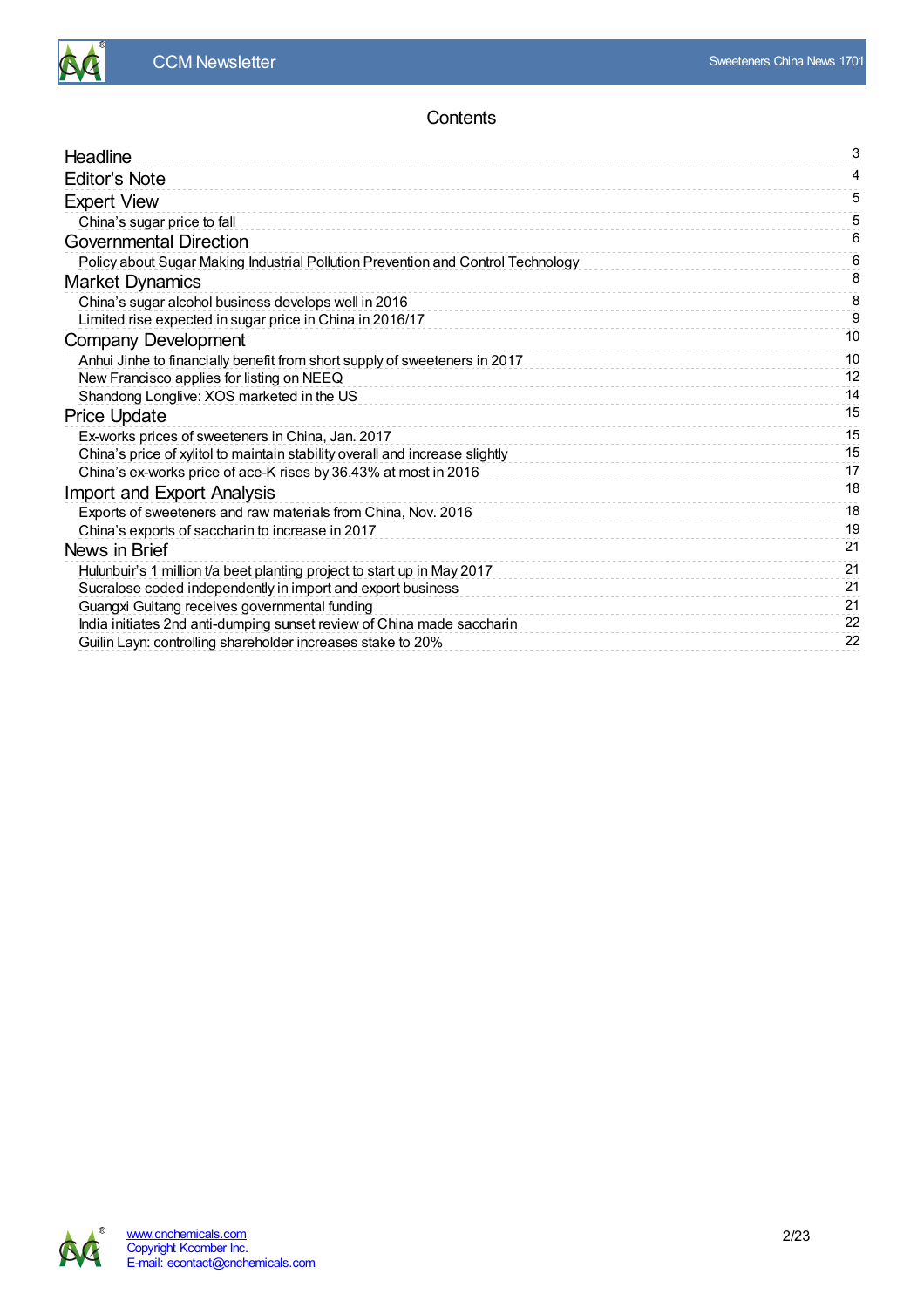# Contents

| | |
|---|---|
| **Headline** | 3 |
| **Editor's Note** | 4 |
| **Expert View** | 5 |
| China's sugar price to fall | 5 |
| **Governmental Direction** | 6 |
| Policy about Sugar Making Industrial Pollution Prevention and Control Technology | 6 |
| **Market Dynamics** | 8 |
| China's sugar alcohol business develops well in 2016 | 8 |
| Limited rise expected in sugar price in China in 2016/17 | 9 |
| **Company Development** | 10 |
| Anhui Jinhe to financially benefit from short supply of sweeteners in 2017 | 10 |
| New Francisco applies for listing on NEEQ | 12 |
| Shandong Longlive: XOS marketed in the US | 14 |
| **Price Update** | 15 |
| Ex-works prices of sweeteners in China, Jan. 2017 | 15 |
| China's price of xylitol to maintain stability overall and increase slightly | 15 |
| China's ex-works price of ace-K rises by 36.43% at most in 2016 | 17 |
| **Import and Export Analysis** | 18 |
| Exports of sweeteners and raw materials from China, Nov. 2016 | 18 |
| China's exports of saccharin to increase in 2017 | 19 |
| **News in Brief** | 21 |
| Hulunbuir's 1 million t/a beet planting project to start up in May 2017 | 21 |
| Sucralose coded independently in import and export business | 21 |
| Guangxi Guitang receives governmental funding | 21 |
| India initiates 2nd anti-dumping sunset review of China made saccharin | 22 |
| Guilin Layn: controlling shareholder increases stake to 20% | 22 |

www.cnchemicals.com
Copyright Kcomber Inc.
E-mail: econtact@cnchemicals.com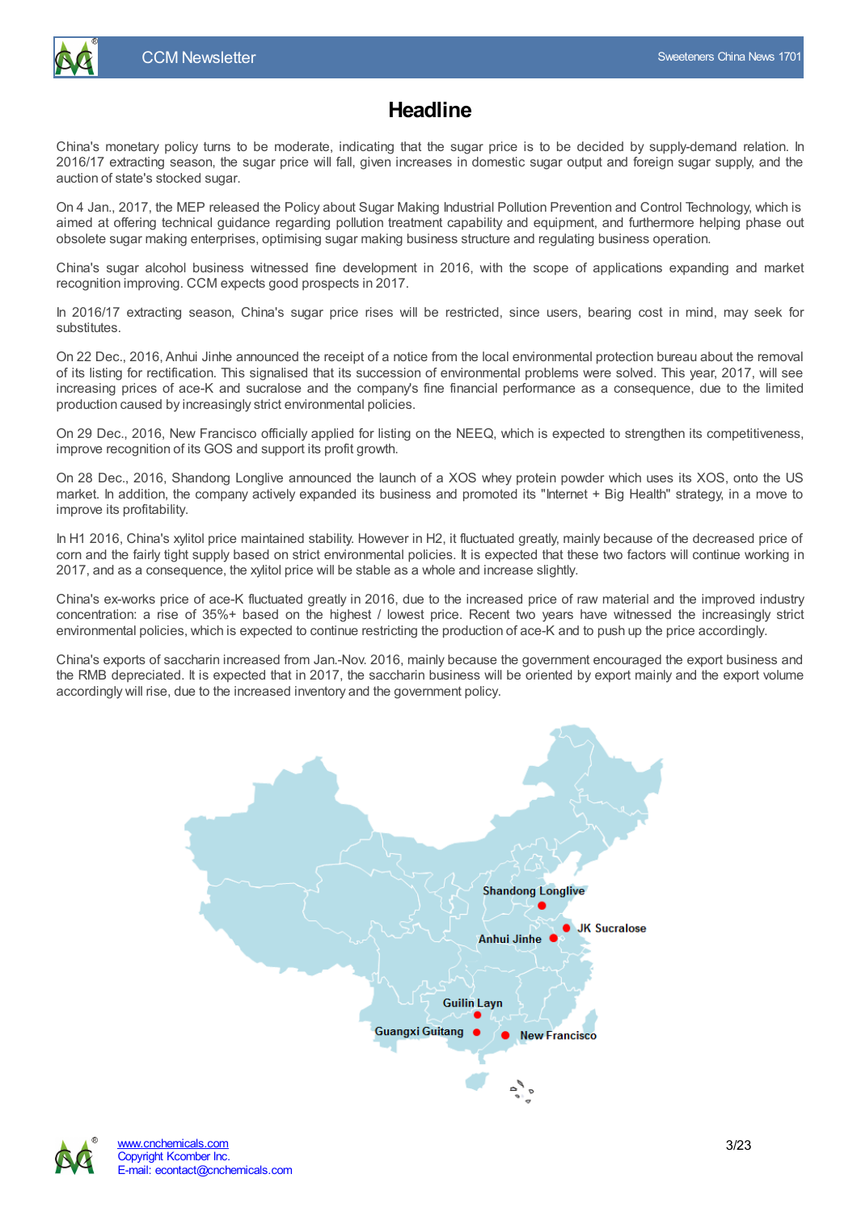# Headline

China's monetary policy turns to be moderate, indicating that the sugar price is to be decided by supply-demand relation. In 2016/17 extracting season, the sugar price will fall, given increases in domestic sugar output and foreign sugar supply, and the auction of state's stocked sugar.

On 4 Jan., 2017, the MEP released the Policy about Sugar Making Industrial Pollution Prevention and Control Technology, which is aimed at offering technical guidance regarding pollution treatment capability and equipment, and furthermore helping phase out obsolete sugar making enterprises, optimising sugar making business structure and regulating business operation.

China's sugar alcohol business witnessed fine development in 2016, with the scope of applications expanding and market recognition improving. CCM expects good prospects in 2017.

In 2016/17 extracting season, China's sugar price rises will be restricted, since users, bearing cost in mind, may seek for substitutes.

On 22 Dec., 2016, Anhui Jinhe announced the receipt of a notice from the local environmental protection bureau about the removal of its listing for rectification. This signalised that its succession of environmental problems were solved. This year, 2017, will see increasing prices of ace-K and sucralose and the company's fine financial performance as a consequence, due to the limited production caused by increasingly strict environmental policies.

On 29 Dec., 2016, New Francisco officially applied for listing on the NEEQ, which is expected to strengthen its competitiveness, improve recognition of its GOS and support its profit growth.

On 28 Dec., 2016, Shandong Longlive announced the launch of a XOS whey protein powder which uses its XOS, onto the US market. In addition, the company actively expanded its business and promoted its "Internet + Big Health" strategy, in a move to improve its profitability.

In H1 2016, China's xylitol price maintained stability. However in H2, it fluctuated greatly, mainly because of the decreased price of corn and the fairly tight supply based on strict environmental policies. It is expected that these two factors will continue working in 2017, and as a consequence, the xylitol price will be stable as a whole and increase slightly.

China's ex-works price of ace-K fluctuated greatly in 2016, due to the increased price of raw material and the improved industry concentration: a rise of 35%+ based on the highest / lowest price. Recent two years have witnessed the increasingly strict environmental policies, which is expected to continue restricting the production of ace-K and to push up the price accordingly.

China's exports of saccharin increased from Jan.-Nov. 2016, mainly because the government encouraged the export business and the RMB depreciated. It is expected that in 2017, the saccharin business will be oriented by export mainly and the export volume accordingly will rise, due to the increased inventory and the government policy.

Shandong Longlive

JK Sucralose

Anhui Jinhe

Guilin Layn

Guangxi Guitang

New Francisco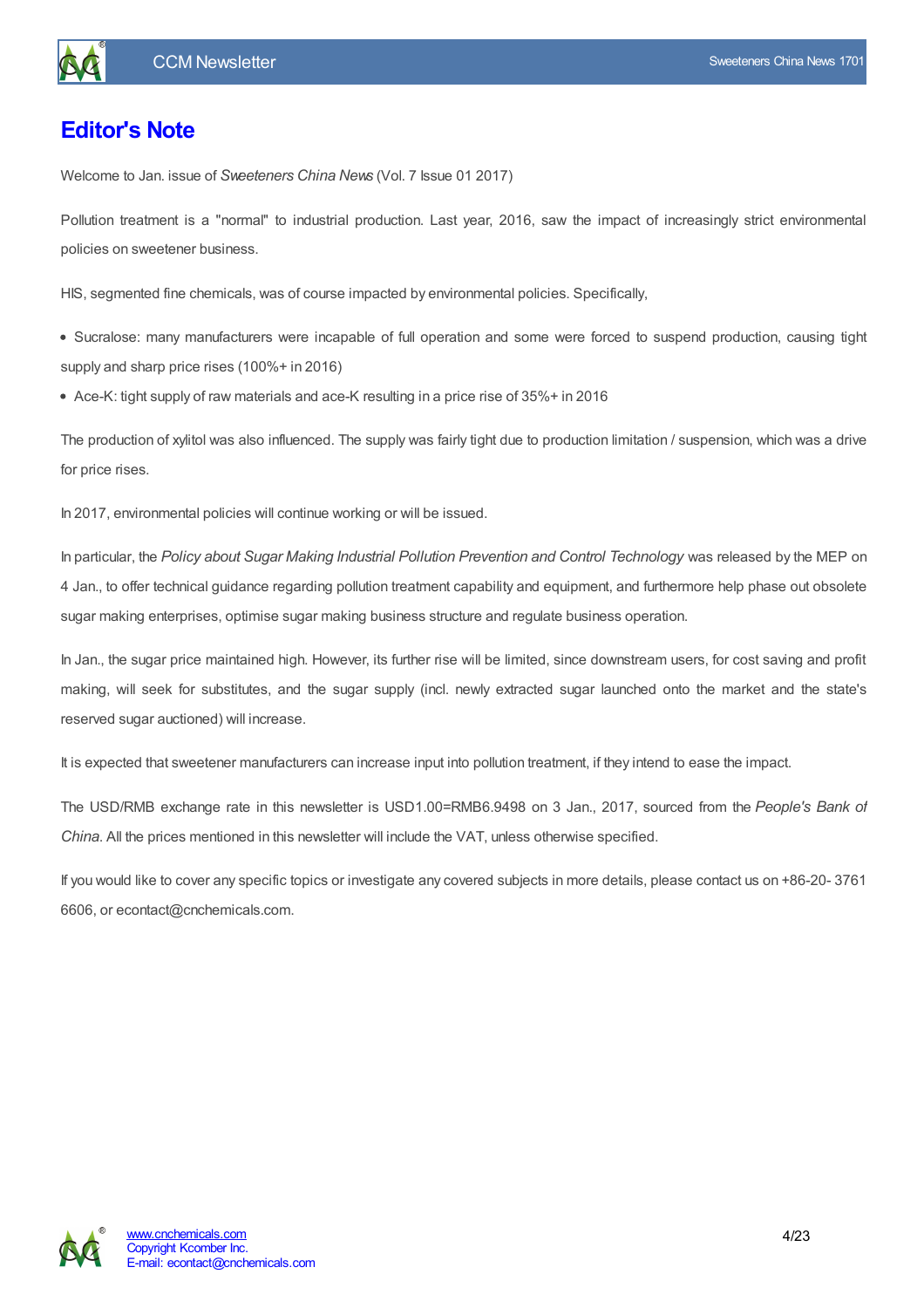# Editor's Note

Welcome to Jan. issue of *Sweeteners China News* (Vol. 7 Issue 01 2017)

Pollution treatment is a "normal" to industrial production. Last year, 2016, saw the impact of increasingly strict environmental policies on sweetener business.

HIS, segmented fine chemicals, was of course impacted by environmental policies. Specifically,

- Sucralose: many manufacturers were incapable of full operation and some were forced to suspend production, causing tight supply and sharp price rises (100%+ in 2016)
- Ace-K: tight supply of raw materials and ace-K resulting in a price rise of 35%+ in 2016

The production of xylitol was also influenced. The supply was fairly tight due to production limitation / suspension, which was a drive for price rises.

In 2017, environmental policies will continue working or will be issued.

In particular, the *Policy about Sugar Making Industrial Pollution Prevention and Control Technology* was released by the MEP on 4 Jan., to offer technical guidance regarding pollution treatment capability and equipment, and furthermore help phase out obsolete sugar making enterprises, optimise sugar making business structure and regulate business operation.

In Jan., the sugar price maintained high. However, its further rise will be limited, since downstream users, for cost saving and profit making, will seek for substitutes, and the sugar supply (incl. newly extracted sugar launched onto the market and the state's reserved sugar auctioned) will increase.

It is expected that sweetener manufacturers can increase input into pollution treatment, if they intend to ease the impact.

The USD/RMB exchange rate in this newsletter is USD1.00=RMB6.9498 on 3 Jan., 2017, sourced from the *People's Bank of China*. All the prices mentioned in this newsletter will include the VAT, unless otherwise specified.

If you would like to cover any specific topics or investigate any covered subjects in more details, please contact us on +86-20- 3761 6606, or econtact@cnchemicals.com.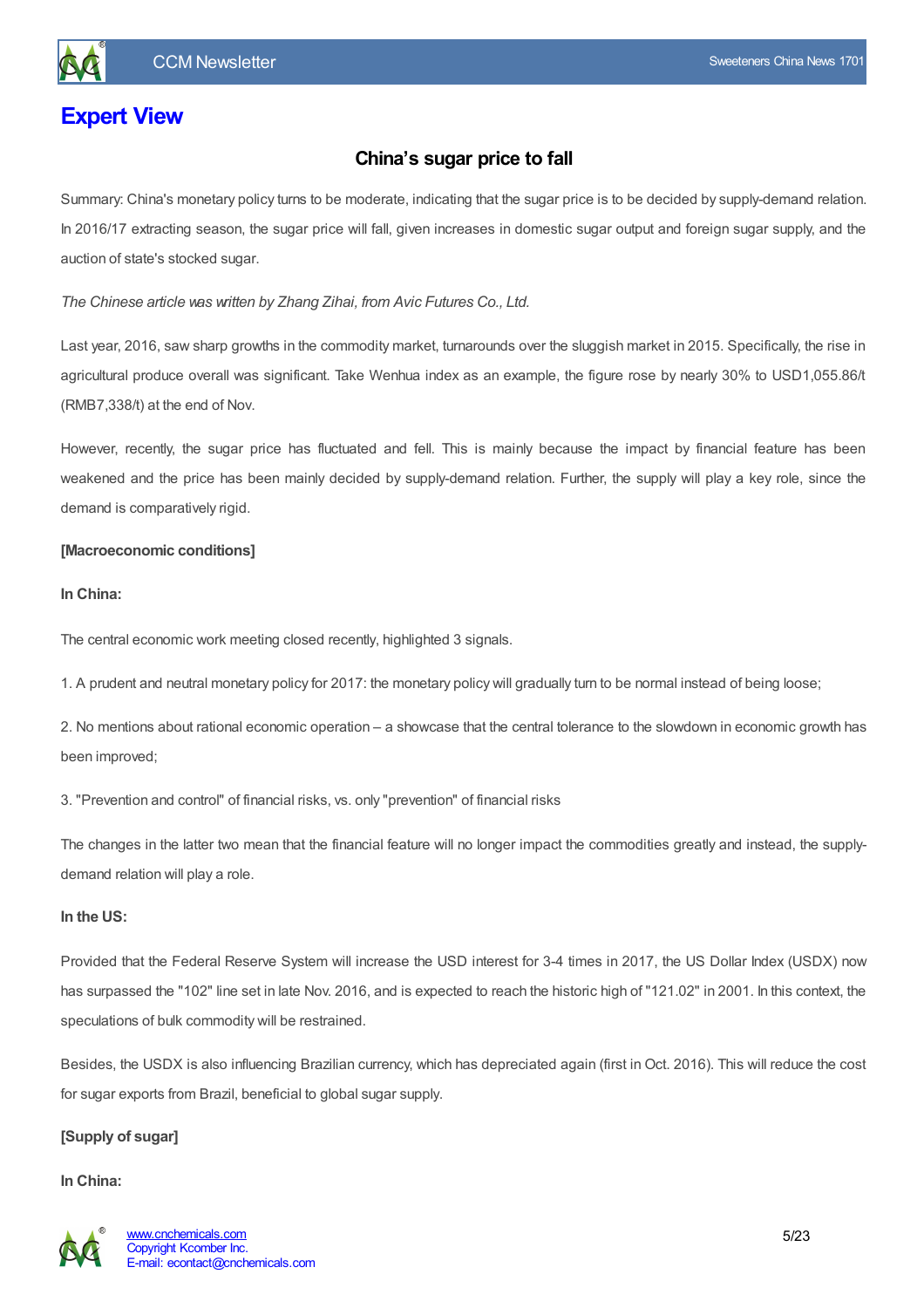# Expert View

## China's sugar price to fall

Summary: China's monetary policy turns to be moderate, indicating that the sugar price is to be decided by supply-demand relation. In 2016/17 extracting season, the sugar price will fall, given increases in domestic sugar output and foreign sugar supply, and the auction of state's stocked sugar.

*The Chinese article was written by Zhang Zihai, from Avic Futures Co., Ltd.*

Last year, 2016, saw sharp growths in the commodity market, turnarounds over the sluggish market in 2015. Specifically, the rise in agricultural produce overall was significant. Take Wenhua index as an example, the figure rose by nearly 30% to USD1,055.86/t (RMB7,338/t) at the end of Nov.

However, recently, the sugar price has fluctuated and fell. This is mainly because the impact by financial feature has been weakened and the price has been mainly decided by supply-demand relation. Further, the supply will play a key role, since the demand is comparatively rigid.

**[Macroeconomic conditions]**

**In China:**

The central economic work meeting closed recently, highlighted 3 signals.

1. A prudent and neutral monetary policy for 2017: the monetary policy will gradually turn to be normal instead of being loose;

2. No mentions about rational economic operation – a showcase that the central tolerance to the slowdown in economic growth has been improved;

3. "Prevention and control" of financial risks, vs. only "prevention" of financial risks

The changes in the latter two mean that the financial feature will no longer impact the commodities greatly and instead, the supply-demand relation will play a role.

**In the US:**

Provided that the Federal Reserve System will increase the USD interest for 3-4 times in 2017, the US Dollar Index (USDX) now has surpassed the "102" line set in late Nov. 2016, and is expected to reach the historic high of "121.02" in 2001. In this context, the speculations of bulk commodity will be restrained.

Besides, the USDX is also influencing Brazilian currency, which has depreciated again (first in Oct. 2016). This will reduce the cost for sugar exports from Brazil, beneficial to global sugar supply.

**[Supply of sugar]**

**In China:**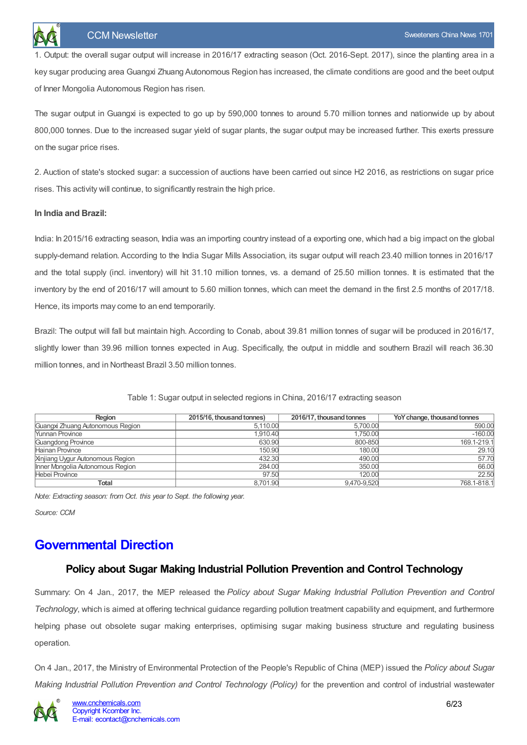1. Output: the overall sugar output will increase in 2016/17 extracting season (Oct. 2016-Sept. 2017), since the planting area in a key sugar producing area Guangxi Zhuang Autonomous Region has increased, the climate conditions are good and the beet output of Inner Mongolia Autonomous Region has risen.

The sugar output in Guangxi is expected to go up by 590,000 tonnes to around 5.70 million tonnes and nationwide up by about 800,000 tonnes. Due to the increased sugar yield of sugar plants, the sugar output may be increased further. This exerts pressure on the sugar price rises.

2. Auction of state's stocked sugar: a succession of auctions have been carried out since H2 2016, as restrictions on sugar price rises. This activity will continue, to significantly restrain the high price.

**In India and Brazil:**

India: In 2015/16 extracting season, India was an importing country instead of a exporting one, which had a big impact on the global supply-demand relation. According to the India Sugar Mills Association, its sugar output will reach 23.40 million tonnes in 2016/17 and the total supply (incl. inventory) will hit 31.10 million tonnes, vs. a demand of 25.50 million tonnes. It is estimated that the inventory by the end of 2016/17 will amount to 5.60 million tonnes, which can meet the demand in the first 2.5 months of 2017/18. Hence, its imports may come to an end temporarily.

Brazil: The output will fall but maintain high. According to Conab, about 39.81 million tonnes of sugar will be produced in 2016/17, slightly lower than 39.96 million tonnes expected in Aug. Specifically, the output in middle and southern Brazil will reach 36.30 million tonnes, and in Northeast Brazil 3.50 million tonnes.

Table 1: Sugar output in selected regions in China, 2016/17 extracting season

| Region | 2015/16, thousand tonnes) | 2016/17, thousand tonnes | YoY change, thousand tonnes |
|---|---|---|---|
| Guangxi Zhuang Autonomous Region | 5,110.00 | 5,700.00 | 590.00 |
| Yunnan Province | 1,910.40 | 1,750.00 | -160.00 |
| Guangdong Province | 630.90 | 800-850 | 169.1-219.1 |
| Hainan Province | 150.90 | 180.00 | 29.10 |
| Xinjiang Uygur Autonomous Region | 432.30 | 490.00 | 57.70 |
| Inner Mongolia Autonomous Region | 284.00 | 350.00 | 66.00 |
| Hebei Province | 97.50 | 120.00 | 22.50 |
| **Total** | 8,701.90 | 9,470-9,520 | 768.1-818.1 |

*Note: Extracting season: from Oct. this year to Sept. the following year.*

*Source: CCM*

# Governmental Direction

## Policy about Sugar Making Industrial Pollution Prevention and Control Technology

Summary: On 4 Jan., 2017, the MEP released the *Policy about Sugar Making Industrial Pollution Prevention and Control Technology*, which is aimed at offering technical guidance regarding pollution treatment capability and equipment, and furthermore helping phase out obsolete sugar making enterprises, optimising sugar making business structure and regulating business operation.

On 4 Jan., 2017, the Ministry of Environmental Protection of the People's Republic of China (MEP) issued the *Policy about Sugar Making Industrial Pollution Prevention and Control Technology (Policy)* for the prevention and control of industrial wastewater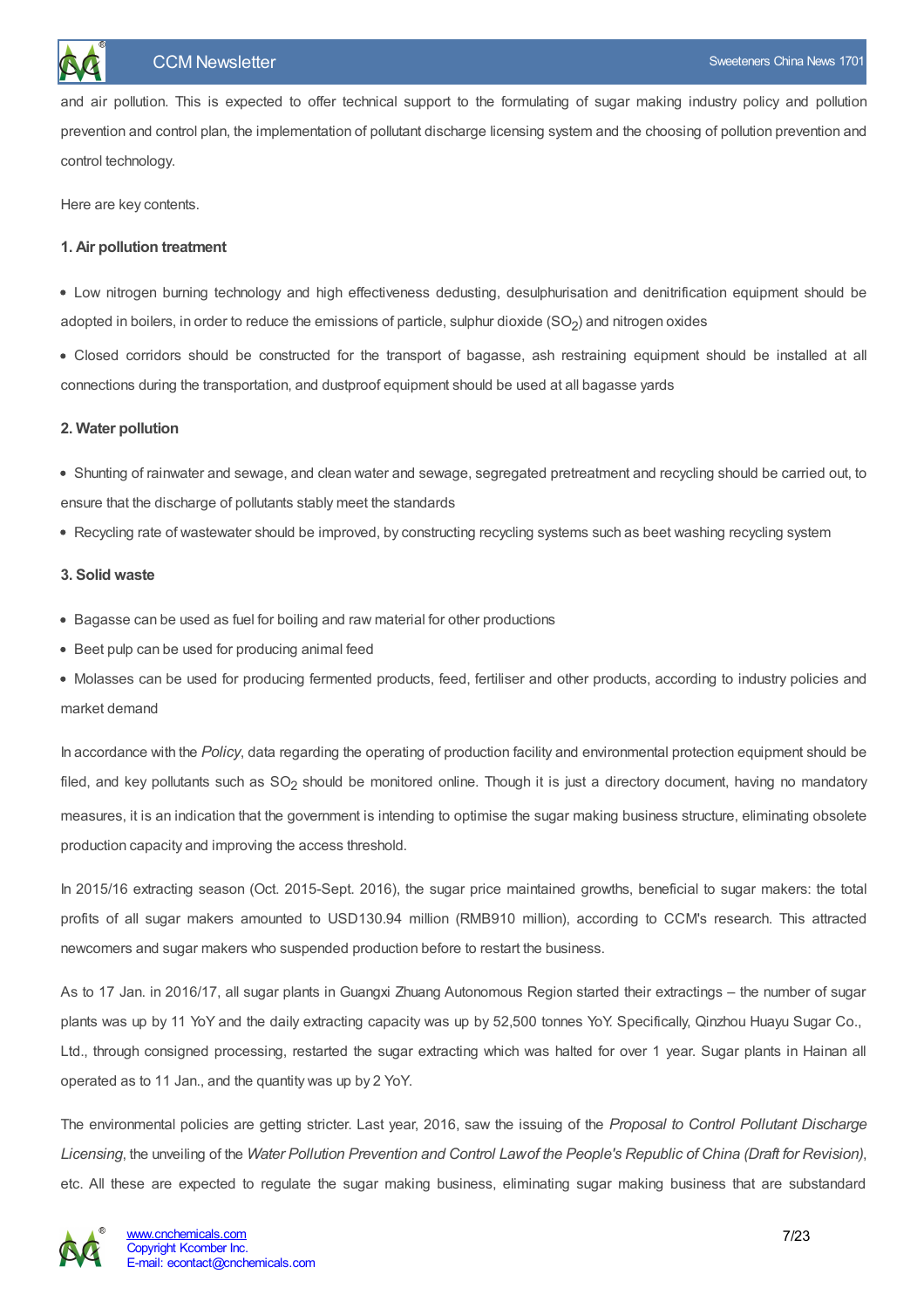and air pollution. This is expected to offer technical support to the formulating of sugar making industry policy and pollution prevention and control plan, the implementation of pollutant discharge licensing system and the choosing of pollution prevention and control technology.

Here are key contents.

**1. Air pollution treatment**

- Low nitrogen burning technology and high effectiveness dedusting, desulphurisation and denitrification equipment should be adopted in boilers, in order to reduce the emissions of particle, sulphur dioxide ($SO_2$) and nitrogen oxides
- Closed corridors should be constructed for the transport of bagasse, ash restraining equipment should be installed at all connections during the transportation, and dustproof equipment should be used at all bagasse yards

**2. Water pollution**

- Shunting of rainwater and sewage, and clean water and sewage, segregated pretreatment and recycling should be carried out, to ensure that the discharge of pollutants stably meet the standards
- Recycling rate of wastewater should be improved, by constructing recycling systems such as beet washing recycling system

**3. Solid waste**

- Bagasse can be used as fuel for boiling and raw material for other productions
- Beet pulp can be used for producing animal feed
- Molasses can be used for producing fermented products, feed, fertiliser and other products, according to industry policies and market demand

In accordance with the *Policy*, data regarding the operating of production facility and environmental protection equipment should be filed, and key pollutants such as $SO_2$ should be monitored online. Though it is just a directory document, having no mandatory measures, it is an indication that the government is intending to optimise the sugar making business structure, eliminating obsolete production capacity and improving the access threshold.

In 2015/16 extracting season (Oct. 2015-Sept. 2016), the sugar price maintained growths, beneficial to sugar makers: the total profits of all sugar makers amounted to USD130.94 million (RMB910 million), according to CCM's research. This attracted newcomers and sugar makers who suspended production before to restart the business.

As to 17 Jan. in 2016/17, all sugar plants in Guangxi Zhuang Autonomous Region started their extractings – the number of sugar plants was up by 11 YoY and the daily extracting capacity was up by 52,500 tonnes YoY. Specifically, Qinzhou Huayu Sugar Co., Ltd., through consigned processing, restarted the sugar extracting which was halted for over 1 year. Sugar plants in Hainan all operated as to 11 Jan., and the quantity was up by 2 YoY.

The environmental policies are getting stricter. Last year, 2016, saw the issuing of the *Proposal to Control Pollutant Discharge Licensing*, the unveiling of the *Water Pollution Prevention and Control Law of the People's Republic of China (Draft for Revision)*, etc. All these are expected to regulate the sugar making business, eliminating sugar making business that are substandard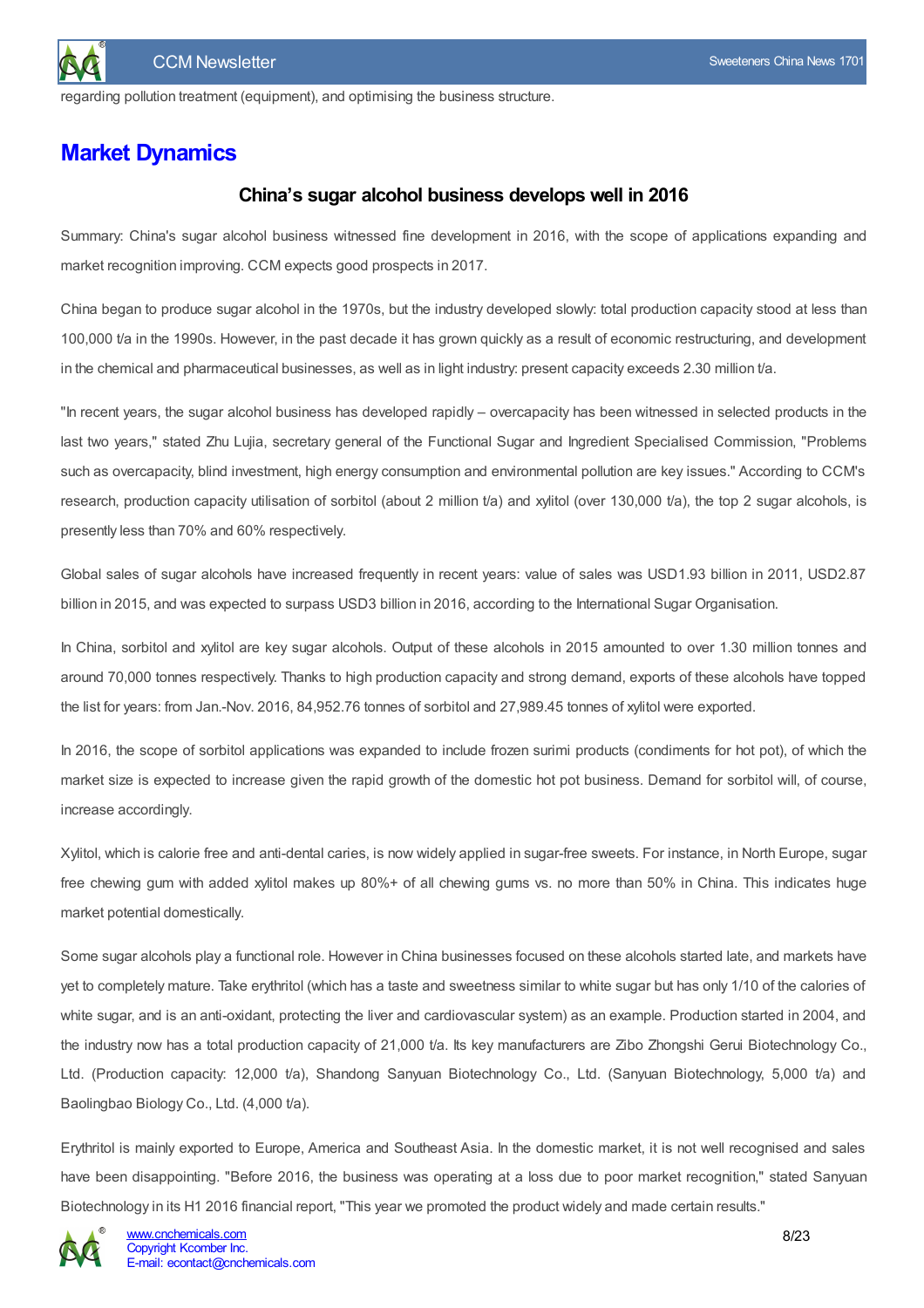regarding pollution treatment (equipment), and optimising the business structure.

# Market Dynamics

## China's sugar alcohol business develops well in 2016

Summary: China's sugar alcohol business witnessed fine development in 2016, with the scope of applications expanding and market recognition improving. CCM expects good prospects in 2017.

China began to produce sugar alcohol in the 1970s, but the industry developed slowly: total production capacity stood at less than 100,000 t/a in the 1990s. However, in the past decade it has grown quickly as a result of economic restructuring, and development in the chemical and pharmaceutical businesses, as well as in light industry: present capacity exceeds 2.30 million t/a.

"In recent years, the sugar alcohol business has developed rapidly – overcapacity has been witnessed in selected products in the last two years," stated Zhu Lujia, secretary general of the Functional Sugar and Ingredient Specialised Commission, "Problems such as overcapacity, blind investment, high energy consumption and environmental pollution are key issues." According to CCM's research, production capacity utilisation of sorbitol (about 2 million t/a) and xylitol (over 130,000 t/a), the top 2 sugar alcohols, is presently less than 70% and 60% respectively.

Global sales of sugar alcohols have increased frequently in recent years: value of sales was USD1.93 billion in 2011, USD2.87 billion in 2015, and was expected to surpass USD3 billion in 2016, according to the International Sugar Organisation.

In China, sorbitol and xylitol are key sugar alcohols. Output of these alcohols in 2015 amounted to over 1.30 million tonnes and around 70,000 tonnes respectively. Thanks to high production capacity and strong demand, exports of these alcohols have topped the list for years: from Jan.-Nov. 2016, 84,952.76 tonnes of sorbitol and 27,989.45 tonnes of xylitol were exported.

In 2016, the scope of sorbitol applications was expanded to include frozen surimi products (condiments for hot pot), of which the market size is expected to increase given the rapid growth of the domestic hot pot business. Demand for sorbitol will, of course, increase accordingly.

Xylitol, which is calorie free and anti-dental caries, is now widely applied in sugar-free sweets. For instance, in North Europe, sugar free chewing gum with added xylitol makes up 80%+ of all chewing gums vs. no more than 50% in China. This indicates huge market potential domestically.

Some sugar alcohols play a functional role. However in China businesses focused on these alcohols started late, and markets have yet to completely mature. Take erythritol (which has a taste and sweetness similar to white sugar but has only 1/10 of the calories of white sugar, and is an anti-oxidant, protecting the liver and cardiovascular system) as an example. Production started in 2004, and the industry now has a total production capacity of 21,000 t/a. Its key manufacturers are Zibo Zhongshi Gerui Biotechnology Co., Ltd. (Production capacity: 12,000 t/a), Shandong Sanyuan Biotechnology Co., Ltd. (Sanyuan Biotechnology, 5,000 t/a) and Baolingbao Biology Co., Ltd. (4,000 t/a).

Erythritol is mainly exported to Europe, America and Southeast Asia. In the domestic market, it is not well recognised and sales have been disappointing. "Before 2016, the business was operating at a loss due to poor market recognition," stated Sanyuan Biotechnology in its H1 2016 financial report, "This year we promoted the product widely and made certain results."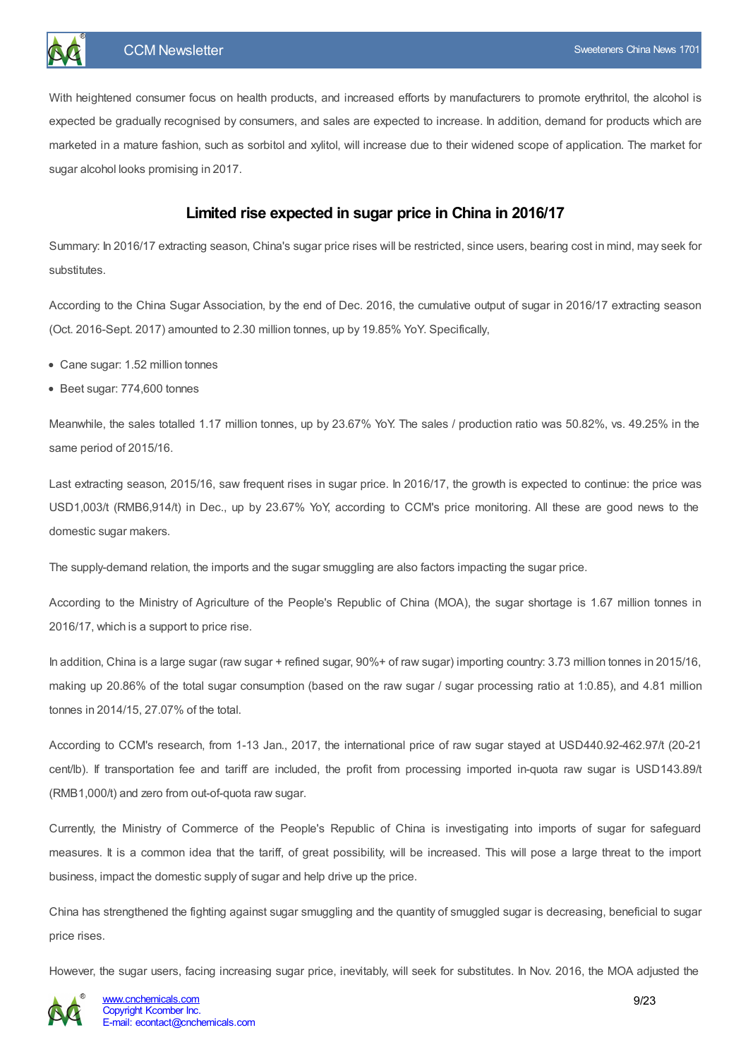With heightened consumer focus on health products, and increased efforts by manufacturers to promote erythritol, the alcohol is expected be gradually recognised by consumers, and sales are expected to increase. In addition, demand for products which are marketed in a mature fashion, such as sorbitol and xylitol, will increase due to their widened scope of application. The market for sugar alcohol looks promising in 2017.

## Limited rise expected in sugar price in China in 2016/17

Summary: In 2016/17 extracting season, China's sugar price rises will be restricted, since users, bearing cost in mind, may seek for substitutes.

According to the China Sugar Association, by the end of Dec. 2016, the cumulative output of sugar in 2016/17 extracting season (Oct. 2016-Sept. 2017) amounted to 2.30 million tonnes, up by 19.85% YoY. Specifically,

- Cane sugar: 1.52 million tonnes
- Beet sugar: 774,600 tonnes

Meanwhile, the sales totalled 1.17 million tonnes, up by 23.67% YoY. The sales / production ratio was 50.82%, vs. 49.25% in the same period of 2015/16.

Last extracting season, 2015/16, saw frequent rises in sugar price. In 2016/17, the growth is expected to continue: the price was USD1,003/t (RMB6,914/t) in Dec., up by 23.67% YoY, according to CCM's price monitoring. All these are good news to the domestic sugar makers.

The supply-demand relation, the imports and the sugar smuggling are also factors impacting the sugar price.

According to the Ministry of Agriculture of the People's Republic of China (MOA), the sugar shortage is 1.67 million tonnes in 2016/17, which is a support to price rise.

In addition, China is a large sugar (raw sugar + refined sugar, 90%+ of raw sugar) importing country: 3.73 million tonnes in 2015/16, making up 20.86% of the total sugar consumption (based on the raw sugar / sugar processing ratio at 1:0.85), and 4.81 million tonnes in 2014/15, 27.07% of the total.

According to CCM's research, from 1-13 Jan., 2017, the international price of raw sugar stayed at USD440.92-462.97/t (20-21 cent/lb). If transportation fee and tariff are included, the profit from processing imported in-quota raw sugar is USD143.89/t (RMB1,000/t) and zero from out-of-quota raw sugar.

Currently, the Ministry of Commerce of the People's Republic of China is investigating into imports of sugar for safeguard measures. It is a common idea that the tariff, of great possibility, will be increased. This will pose a large threat to the import business, impact the domestic supply of sugar and help drive up the price.

China has strengthened the fighting against sugar smuggling and the quantity of smuggled sugar is decreasing, beneficial to sugar price rises.

However, the sugar users, facing increasing sugar price, inevitably, will seek for substitutes. In Nov. 2016, the MOA adjusted the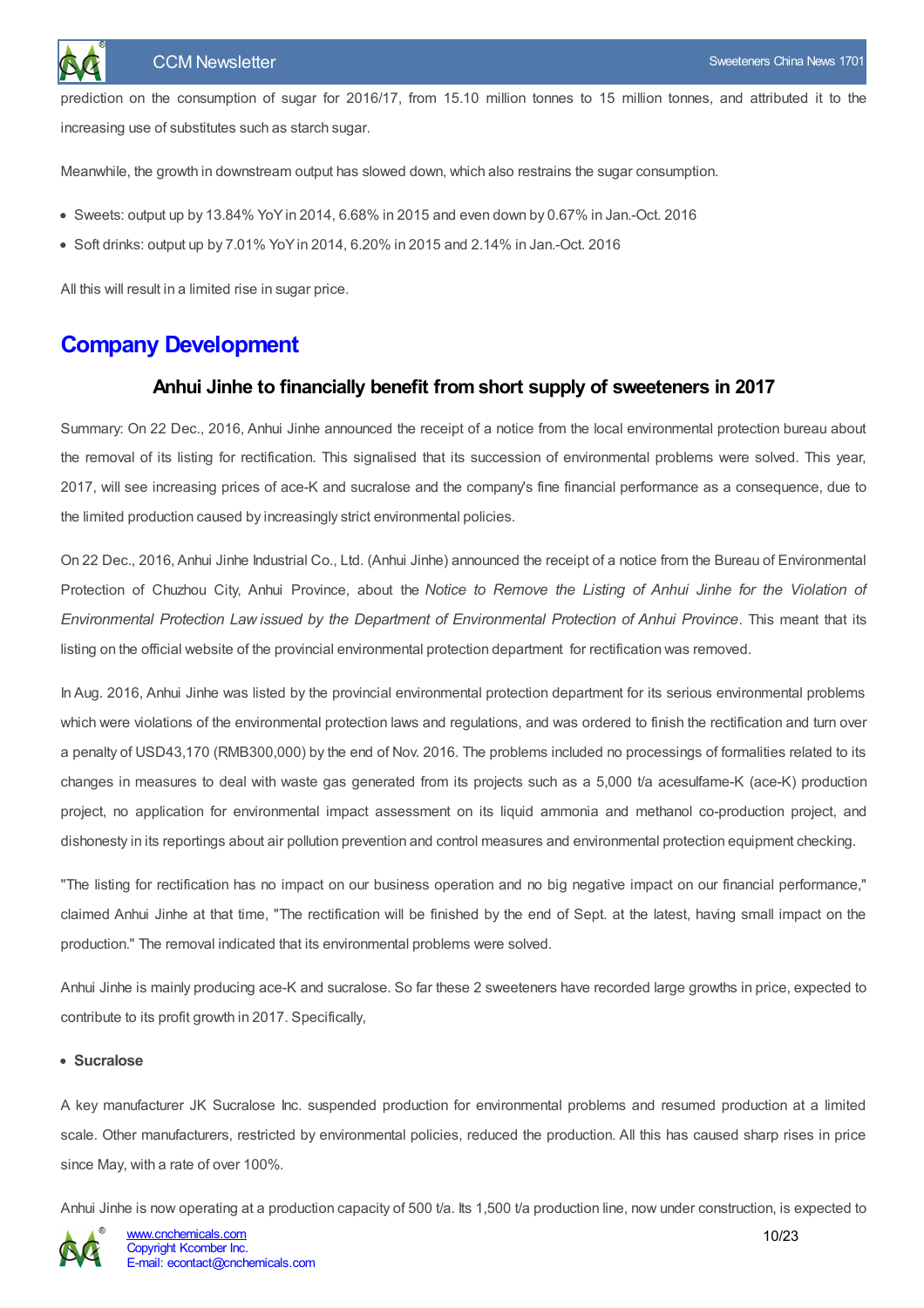prediction on the consumption of sugar for 2016/17, from 15.10 million tonnes to 15 million tonnes, and attributed it to the increasing use of substitutes such as starch sugar.

Meanwhile, the growth in downstream output has slowed down, which also restrains the sugar consumption.

- Sweets: output up by 13.84% YoY in 2014, 6.68% in 2015 and even down by 0.67% in Jan.-Oct. 2016
- Soft drinks: output up by 7.01% YoY in 2014, 6.20% in 2015 and 2.14% in Jan.-Oct. 2016

All this will result in a limited rise in sugar price.

## Company Development

### Anhui Jinhe to financially benefit from short supply of sweeteners in 2017

Summary: On 22 Dec., 2016, Anhui Jinhe announced the receipt of a notice from the local environmental protection bureau about the removal of its listing for rectification. This signalised that its succession of environmental problems were solved. This year, 2017, will see increasing prices of ace-K and sucralose and the company's fine financial performance as a consequence, due to the limited production caused by increasingly strict environmental policies.

On 22 Dec., 2016, Anhui Jinhe Industrial Co., Ltd. (Anhui Jinhe) announced the receipt of a notice from the Bureau of Environmental Protection of Chuzhou City, Anhui Province, about the *Notice to Remove the Listing of Anhui Jinhe for the Violation of Environmental Protection Law issued by the Department of Environmental Protection of Anhui Province*. This meant that its listing on the official website of the provincial environmental protection department for rectification was removed.

In Aug. 2016, Anhui Jinhe was listed by the provincial environmental protection department for its serious environmental problems which were violations of the environmental protection laws and regulations, and was ordered to finish the rectification and turn over a penalty of USD43,170 (RMB300,000) by the end of Nov. 2016. The problems included no processings of formalities related to its changes in measures to deal with waste gas generated from its projects such as a 5,000 t/a acesulfame-K (ace-K) production project, no application for environmental impact assessment on its liquid ammonia and methanol co-production project, and dishonesty in its reportings about air pollution prevention and control measures and environmental protection equipment checking.

"The listing for rectification has no impact on our business operation and no big negative impact on our financial performance," claimed Anhui Jinhe at that time, "The rectification will be finished by the end of Sept. at the latest, having small impact on the production." The removal indicated that its environmental problems were solved.

Anhui Jinhe is mainly producing ace-K and sucralose. So far these 2 sweeteners have recorded large growths in price, expected to contribute to its profit growth in 2017. Specifically,

- **Sucralose**

A key manufacturer JK Sucralose Inc. suspended production for environmental problems and resumed production at a limited scale. Other manufacturers, restricted by environmental policies, reduced the production. All this has caused sharp rises in price since May, with a rate of over 100%.

Anhui Jinhe is now operating at a production capacity of 500 t/a. Its 1,500 t/a production line, now under construction, is expected to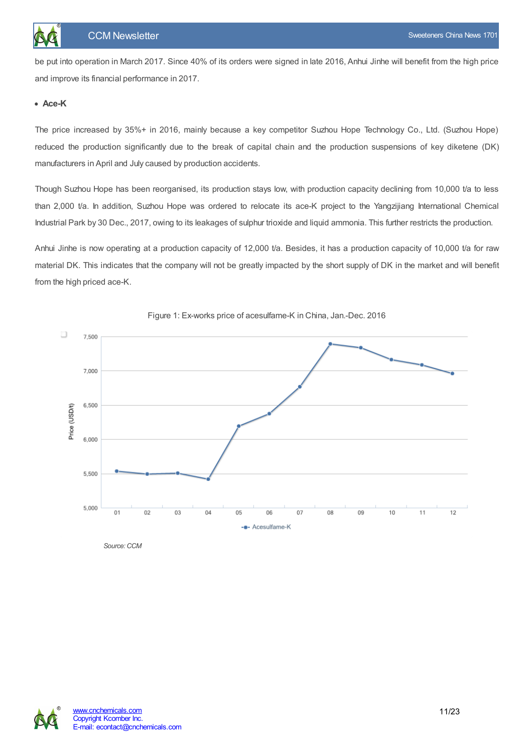be put into operation in March 2017. Since 40% of its orders were signed in late 2016, Anhui Jinhe will benefit from the high price and improve its financial performance in 2017.

- **Ace-K**

The price increased by 35%+ in 2016, mainly because a key competitor Suzhou Hope Technology Co., Ltd. (Suzhou Hope) reduced the production significantly due to the break of capital chain and the production suspensions of key diketene (DK) manufacturers in April and July caused by production accidents.

Though Suzhou Hope has been reorganised, its production stays low, with production capacity declining from 10,000 t/a to less than 2,000 t/a. In addition, Suzhou Hope was ordered to relocate its ace-K project to the Yangzijiang International Chemical Industrial Park by 30 Dec., 2017, owing to its leakages of sulphur trioxide and liquid ammonia. This further restricts the production.

Anhui Jinhe is now operating at a production capacity of 12,000 t/a. Besides, it has a production capacity of 10,000 t/a for raw material DK. This indicates that the company will not be greatly impacted by the short supply of DK in the market and will benefit from the high priced ace-K.

Figure 1: Ex-works price of acesulfame-K in China, Jan.-Dec. 2016

*Source: CCM*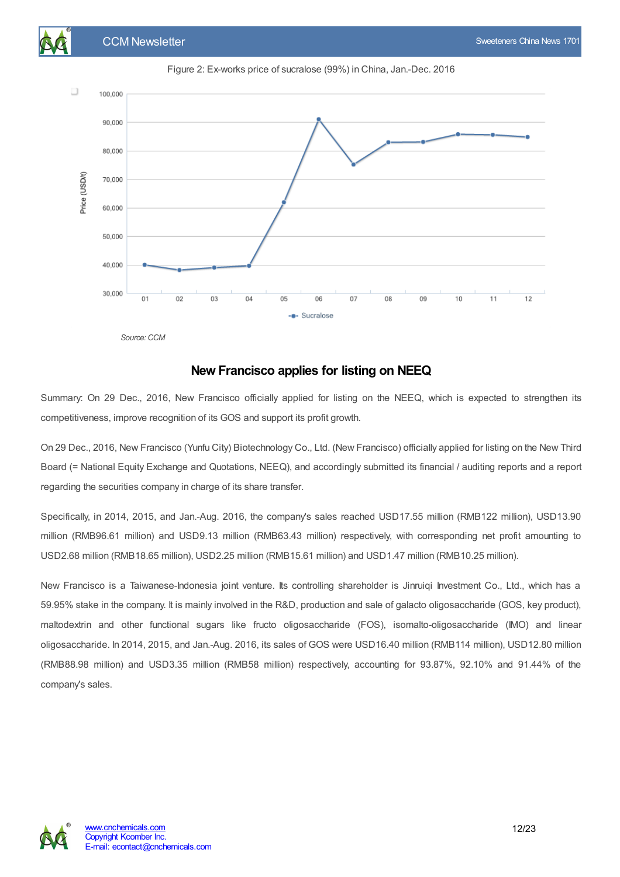Figure 2: Ex-works price of sucralose (99%) in China, Jan.-Dec. 2016

Source: CCM

## New Francisco applies for listing on NEEQ

Summary: On 29 Dec., 2016, New Francisco officially applied for listing on the NEEQ, which is expected to strengthen its competitiveness, improve recognition of its GOS and support its profit growth.

On 29 Dec., 2016, New Francisco (Yunfu City) Biotechnology Co., Ltd. (New Francisco) officially applied for listing on the New Third Board (= National Equity Exchange and Quotations, NEEQ), and accordingly submitted its financial / auditing reports and a report regarding the securities company in charge of its share transfer.

Specifically, in 2014, 2015, and Jan.-Aug. 2016, the company's sales reached USD17.55 million (RMB122 million), USD13.90 million (RMB96.61 million) and USD9.13 million (RMB63.43 million) respectively, with corresponding net profit amounting to USD2.68 million (RMB18.65 million), USD2.25 million (RMB15.61 million) and USD1.47 million (RMB10.25 million).

New Francisco is a Taiwanese-Indonesia joint venture. Its controlling shareholder is Jinruiqi Investment Co., Ltd., which has a 59.95% stake in the company. It is mainly involved in the R&D, production and sale of galacto oligosaccharide (GOS, key product), maltodextrin and other functional sugars like fructo oligosaccharide (FOS), isomalto-oligosaccharide (IMO) and linear oligosaccharide. In 2014, 2015, and Jan.-Aug. 2016, its sales of GOS were USD16.40 million (RMB114 million), USD12.80 million (RMB88.98 million) and USD3.35 million (RMB58 million) respectively, accounting for 93.87%, 92.10% and 91.44% of the company's sales.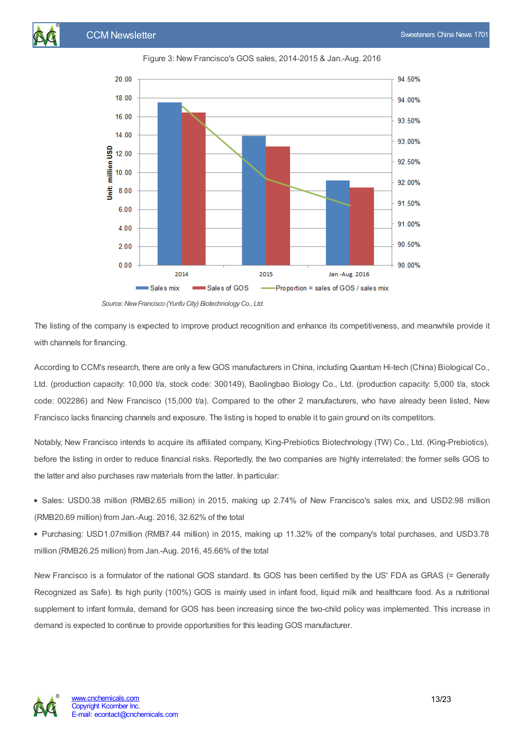Figure 3: New Francisco's GOS sales, 2014-2015 & Jan.-Aug. 2016

Source: New Francisco (Yunfu City) Biotechnology Co., Ltd.

The listing of the company is expected to improve product recognition and enhance its competitiveness, and meanwhile provide it with channels for financing.

According to CCM's research, there are only a few GOS manufacturers in China, including Quantum Hi-tech (China) Biological Co., Ltd. (production capacity: 10,000 t/a, stock code: 300149), Baolingbao Biology Co., Ltd. (production capacity: 5,000 t/a, stock code: 002286) and New Francisco (15,000 t/a). Compared to the other 2 manufacturers, who have already been listed, New Francisco lacks financing channels and exposure. The listing is hoped to enable it to gain ground on its competitors.

Notably, New Francisco intends to acquire its affiliated company, King-Prebiotics Biotechnology (TW) Co., Ltd. (King-Prebiotics), before the listing in order to reduce financial risks. Reportedly, the two companies are highly interrelated: the former sells GOS to the latter and also purchases raw materials from the latter. In particular:

- Sales: USD0.38 million (RMB2.65 million) in 2015, making up 2.74% of New Francisco's sales mix, and USD2.98 million (RMB20.69 million) from Jan.-Aug. 2016, 32.62% of the total
- Purchasing: USD1.07million (RMB7.44 million) in 2015, making up 11.32% of the company's total purchases, and USD3.78 million (RMB26.25 million) from Jan.-Aug. 2016, 45.66% of the total

New Francisco is a formulator of the national GOS standard. Its GOS has been certified by the US' FDA as GRAS (= Generally Recognized as Safe). Its high purity (100%) GOS is mainly used in infant food, liquid milk and healthcare food. As a nutritional supplement to infant formula, demand for GOS has been increasing since the two-child policy was implemented. This increase in demand is expected to continue to provide opportunities for this leading GOS manufacturer.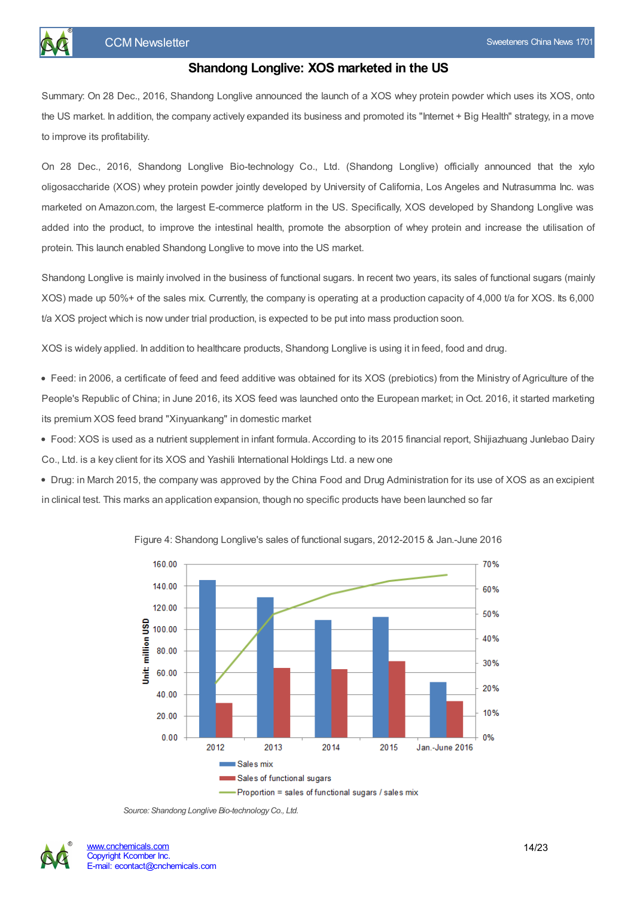# Shandong Longlive: XOS marketed in the US

Summary: On 28 Dec., 2016, Shandong Longlive announced the launch of a XOS whey protein powder which uses its XOS, onto the US market. In addition, the company actively expanded its business and promoted its "Internet + Big Health" strategy, in a move to improve its profitability.

On 28 Dec., 2016, Shandong Longlive Bio-technology Co., Ltd. (Shandong Longlive) officially announced that the xylo oligosaccharide (XOS) whey protein powder jointly developed by University of California, Los Angeles and Nutrasumma Inc. was marketed on Amazon.com, the largest E-commerce platform in the US. Specifically, XOS developed by Shandong Longlive was added into the product, to improve the intestinal health, promote the absorption of whey protein and increase the utilisation of protein. This launch enabled Shandong Longlive to move into the US market.

Shandong Longlive is mainly involved in the business of functional sugars. In recent two years, its sales of functional sugars (mainly XOS) made up 50%+ of the sales mix. Currently, the company is operating at a production capacity of 4,000 t/a for XOS. Its 6,000 t/a XOS project which is now under trial production, is expected to be put into mass production soon.

XOS is widely applied. In addition to healthcare products, Shandong Longlive is using it in feed, food and drug.

- Feed: in 2006, a certificate of feed and feed additive was obtained for its XOS (prebiotics) from the Ministry of Agriculture of the People's Republic of China; in June 2016, its XOS feed was launched onto the European market; in Oct. 2016, it started marketing its premium XOS feed brand "Xinyuankang" in domestic market
- Food: XOS is used as a nutrient supplement in infant formula. According to its 2015 financial report, Shijiazhuang Junlebao Dairy Co., Ltd. is a key client for its XOS and Yashili International Holdings Ltd. a new one
- Drug: in March 2015, the company was approved by the China Food and Drug Administration for its use of XOS as an excipient in clinical test. This marks an application expansion, though no specific products have been launched so far

Figure 4: Shandong Longlive's sales of functional sugars, 2012-2015 & Jan.-June 2016

*Source: Shandong Longlive Bio-technology Co., Ltd.*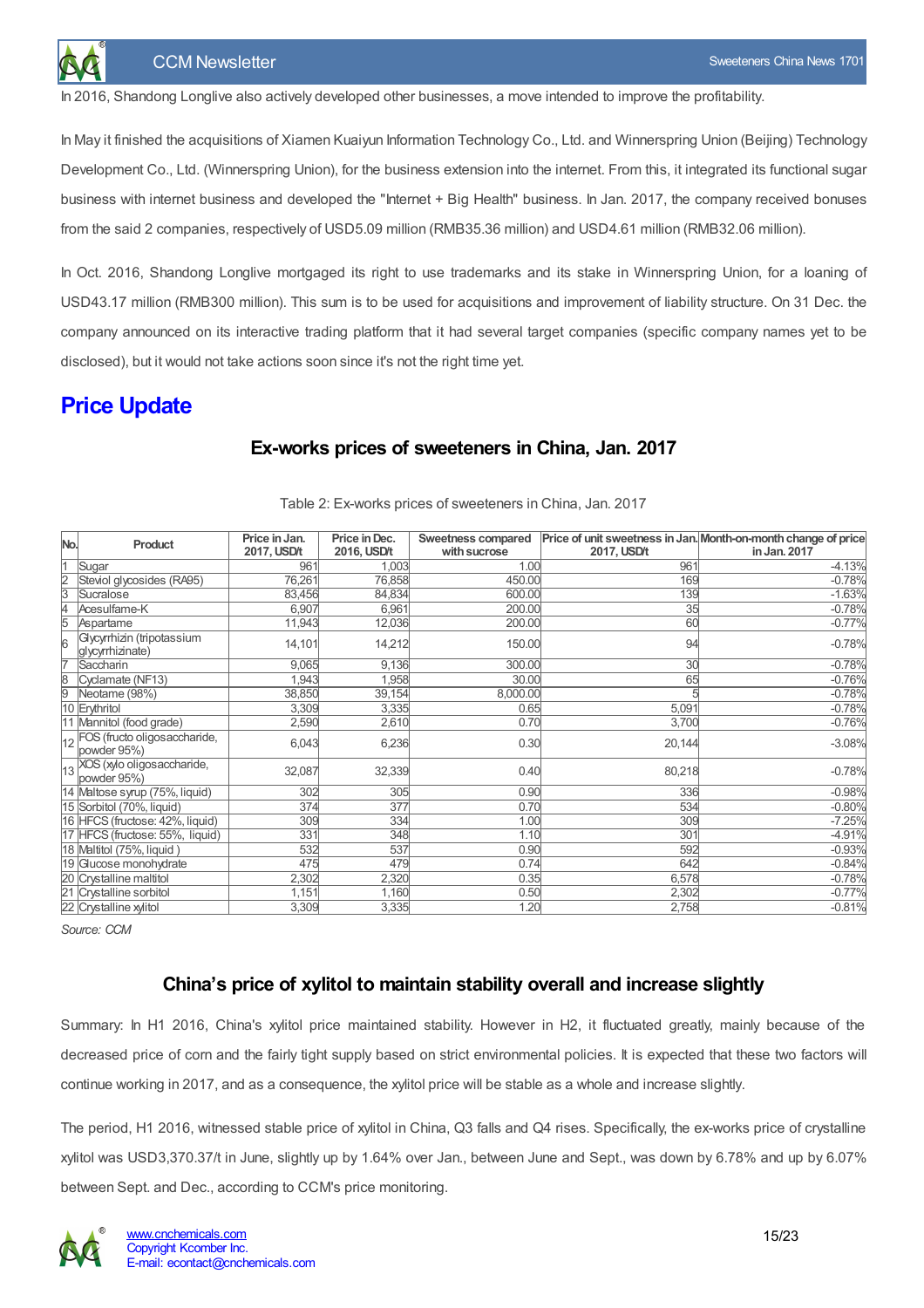In 2016, Shandong Longlive also actively developed other businesses, a move intended to improve the profitability.

In May it finished the acquisitions of Xiamen Kuaiyun Information Technology Co., Ltd. and Winnerspring Union (Beijing) Technology Development Co., Ltd. (Winnerspring Union), for the business extension into the internet. From this, it integrated its functional sugar business with internet business and developed the "Internet + Big Health" business. In Jan. 2017, the company received bonuses from the said 2 companies, respectively of USD5.09 million (RMB35.36 million) and USD4.61 million (RMB32.06 million).

In Oct. 2016, Shandong Longlive mortgaged its right to use trademarks and its stake in Winnerspring Union, for a loaning of USD43.17 million (RMB300 million). This sum is to be used for acquisitions and improvement of liability structure. On 31 Dec. the company announced on its interactive trading platform that it had several target companies (specific company names yet to be disclosed), but it would not take actions soon since it's not the right time yet.

# Price Update

### Ex-works prices of sweeteners in China, Jan. 2017

Table 2: Ex-works prices of sweeteners in China, Jan. 2017

| No. | Product | Price in Jan. 2017, USD/t | Price in Dec. 2016, USD/t | Sweetness compared with sucrose | Price of unit sweetness in Jan. 2017, USD/t | Month-on-month change of price in Jan. 2017 |
|---|---|---|---|---|---|---|
| 1 | Sugar | 961 | 1,003 | 1.00 | 961 | -4.13% |
| 2 | Steviol glycosides (RA95) | 76,261 | 76,858 | 450.00 | 169 | -0.78% |
| 3 | Sucralose | 83,456 | 84,834 | 600.00 | 139 | -1.63% |
| 4 | Acesulfame-K | 6,907 | 6,961 | 200.00 | 35 | -0.78% |
| 5 | Aspartame | 11,943 | 12,036 | 200.00 | 60 | -0.77% |
| 6 | Glycyrrhizin (tripotassium glycyrrhizinate) | 14,101 | 14,212 | 150.00 | 94 | -0.78% |
| 7 | Saccharin | 9,065 | 9,136 | 300.00 | 30 | -0.78% |
| 8 | Cyclamate (NF13) | 1,943 | 1,958 | 30.00 | 65 | -0.76% |
| 9 | Neotame (98%) | 38,850 | 39,154 | 8,000.00 | 5 | -0.78% |
| 10 | Erythritol | 3,309 | 3,335 | 0.65 | 5,091 | -0.78% |
| 11 | Mannitol (food grade) | 2,590 | 2,610 | 0.70 | 3,700 | -0.76% |
| 12 | FOS (fructo oligosaccharide, powder 95%) | 6,043 | 6,236 | 0.30 | 20,144 | -3.08% |
| 13 | XOS (xylo oligosaccharide, powder 95%) | 32,087 | 32,339 | 0.40 | 80,218 | -0.78% |
| 14 | Maltose syrup (75%, liquid) | 302 | 305 | 0.90 | 336 | -0.98% |
| 15 | Sorbitol (70%, liquid) | 374 | 377 | 0.70 | 534 | -0.80% |
| 16 | HFCS (fructose: 42%, liquid) | 309 | 334 | 1.00 | 309 | -7.25% |
| 17 | HFCS (fructose: 55%, liquid) | 331 | 348 | 1.10 | 301 | -4.91% |
| 18 | Maltitol (75%, liquid ) | 532 | 537 | 0.90 | 592 | -0.93% |
| 19 | Glucose monohydrate | 475 | 479 | 0.74 | 642 | -0.84% |
| 20 | Crystalline maltitol | 2,302 | 2,320 | 0.35 | 6,578 | -0.78% |
| 21 | Crystalline sorbitol | 1,151 | 1,160 | 0.50 | 2,302 | -0.77% |
| 22 | Crystalline xylitol | 3,309 | 3,335 | 1.20 | 2,758 | -0.81% |

*Source: CCM*

### China's price of xylitol to maintain stability overall and increase slightly

Summary: In H1 2016, China's xylitol price maintained stability. However in H2, it fluctuated greatly, mainly because of the decreased price of corn and the fairly tight supply based on strict environmental policies. It is expected that these two factors will continue working in 2017, and as a consequence, the xylitol price will be stable as a whole and increase slightly.

The period, H1 2016, witnessed stable price of xylitol in China, Q3 falls and Q4 rises. Specifically, the ex-works price of crystalline xylitol was USD3,370.37/t in June, slightly up by 1.64% over Jan., between June and Sept., was down by 6.78% and up by 6.07% between Sept. and Dec., according to CCM's price monitoring.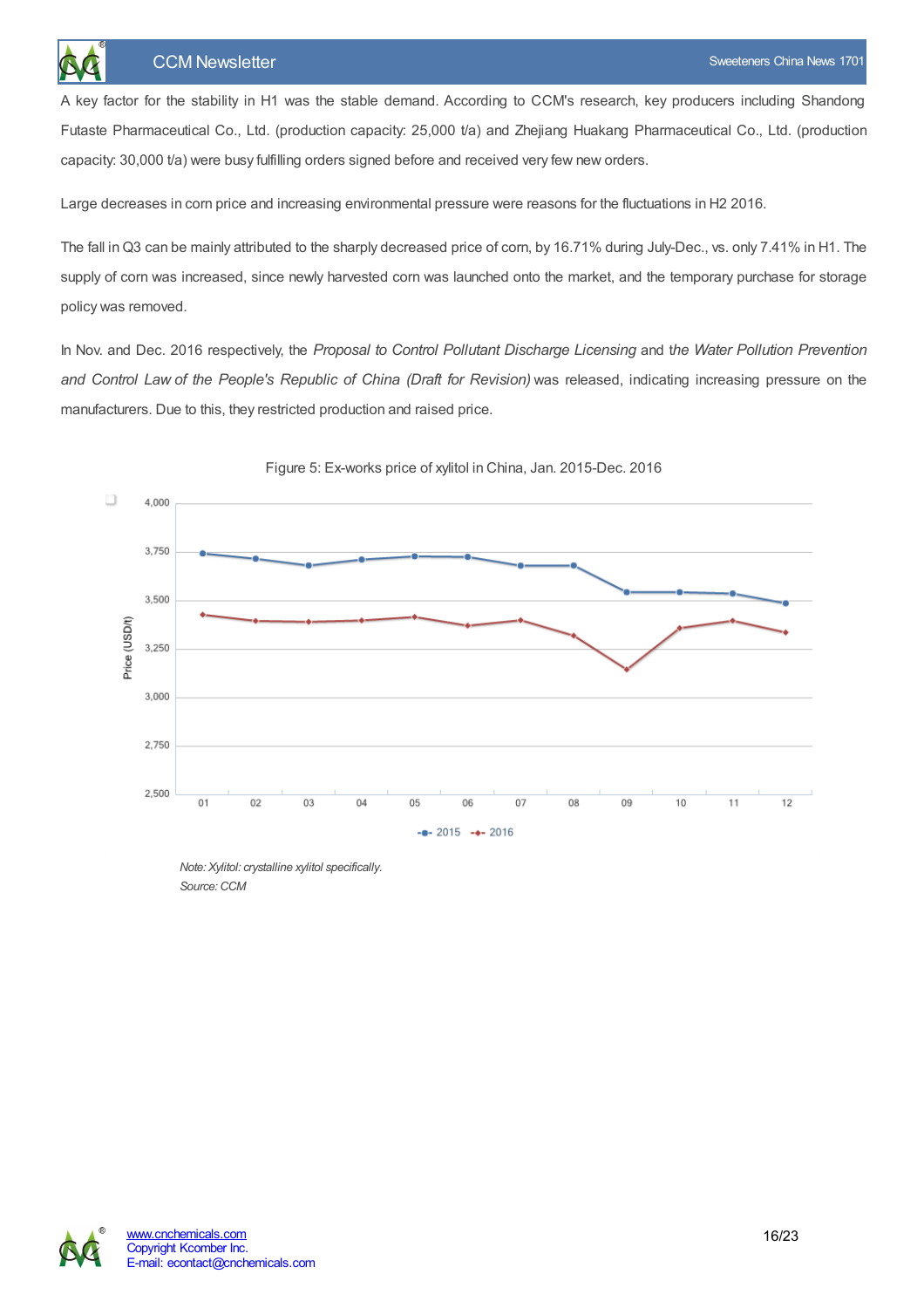A key factor for the stability in H1 was the stable demand. According to CCM's research, key producers including Shandong Futaste Pharmaceutical Co., Ltd. (production capacity: 25,000 t/a) and Zhejiang Huakang Pharmaceutical Co., Ltd. (production capacity: 30,000 t/a) were busy fulfilling orders signed before and received very few new orders.

Large decreases in corn price and increasing environmental pressure were reasons for the fluctuations in H2 2016.

The fall in Q3 can be mainly attributed to the sharply decreased price of corn, by 16.71% during July-Dec., vs. only 7.41% in H1. The supply of corn was increased, since newly harvested corn was launched onto the market, and the temporary purchase for storage policy was removed.

In Nov. and Dec. 2016 respectively, the *Proposal to Control Pollutant Discharge Licensing* and the *Water Pollution Prevention and Control Law of the People's Republic of China (Draft for Revision)* was released, indicating increasing pressure on the manufacturers. Due to this, they restricted production and raised price.

Figure 5: Ex-works price of xylitol in China, Jan. 2015-Dec. 2016

*Note: Xylitol: crystalline xylitol specifically.*
*Source: CCM*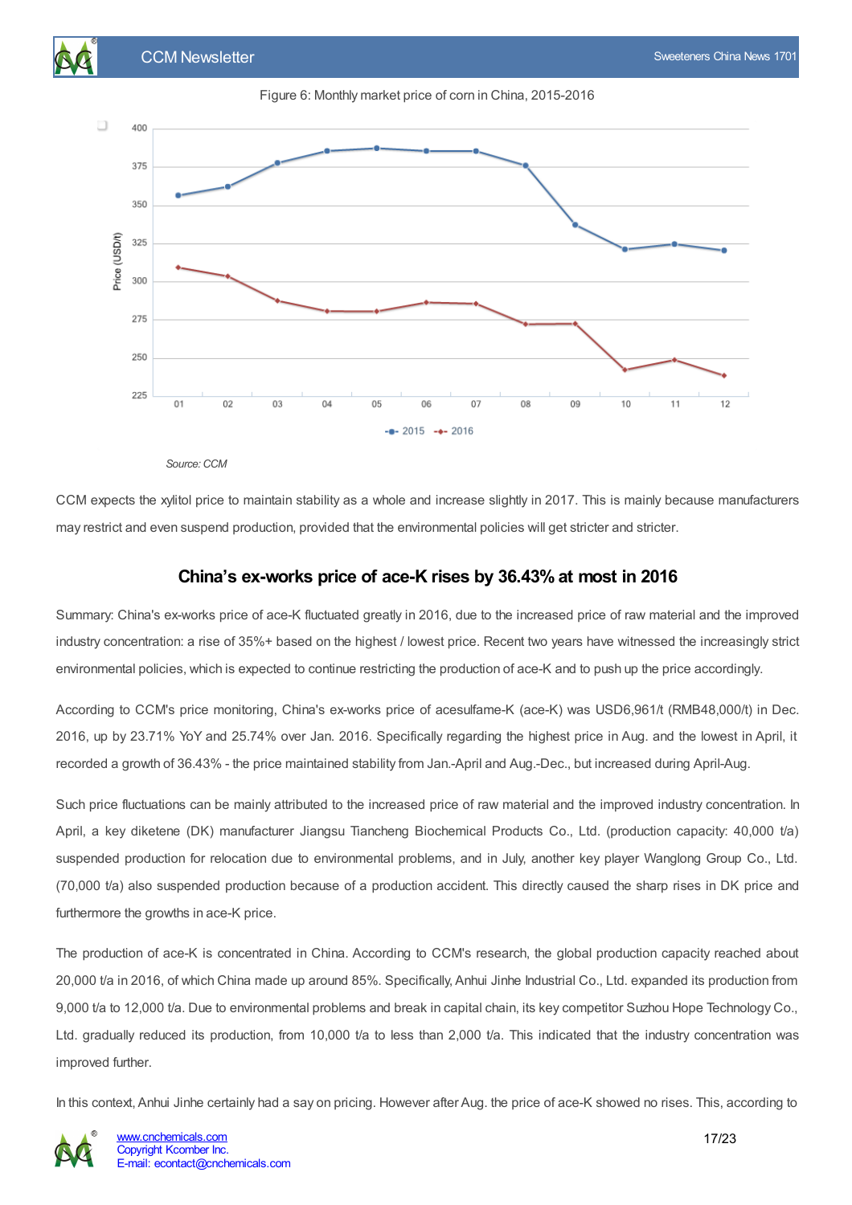Figure 6: Monthly market price of corn in China, 2015-2016

*Source: CCM*

CCM expects the xylitol price to maintain stability as a whole and increase slightly in 2017. This is mainly because manufacturers may restrict and even suspend production, provided that the environmental policies will get stricter and stricter.

## China's ex-works price of ace-K rises by 36.43% at most in 2016

Summary: China's ex-works price of ace-K fluctuated greatly in 2016, due to the increased price of raw material and the improved industry concentration: a rise of 35%+ based on the highest / lowest price. Recent two years have witnessed the increasingly strict environmental policies, which is expected to continue restricting the production of ace-K and to push up the price accordingly.

According to CCM's price monitoring, China's ex-works price of acesulfame-K (ace-K) was USD6,961/t (RMB48,000/t) in Dec. 2016, up by 23.71% YoY and 25.74% over Jan. 2016. Specifically regarding the highest price in Aug. and the lowest in April, it recorded a growth of 36.43% - the price maintained stability from Jan.-April and Aug.-Dec., but increased during April-Aug.

Such price fluctuations can be mainly attributed to the increased price of raw material and the improved industry concentration. In April, a key diketene (DK) manufacturer Jiangsu Tiancheng Biochemical Products Co., Ltd. (production capacity: 40,000 t/a) suspended production for relocation due to environmental problems, and in July, another key player Wanglong Group Co., Ltd. (70,000 t/a) also suspended production because of a production accident. This directly caused the sharp rises in DK price and furthermore the growths in ace-K price.

The production of ace-K is concentrated in China. According to CCM's research, the global production capacity reached about 20,000 t/a in 2016, of which China made up around 85%. Specifically, Anhui Jinhe Industrial Co., Ltd. expanded its production from 9,000 t/a to 12,000 t/a. Due to environmental problems and break in capital chain, its key competitor Suzhou Hope Technology Co., Ltd. gradually reduced its production, from 10,000 t/a to less than 2,000 t/a. This indicated that the industry concentration was improved further.

In this context, Anhui Jinhe certainly had a say on pricing. However after Aug. the price of ace-K showed no rises. This, according to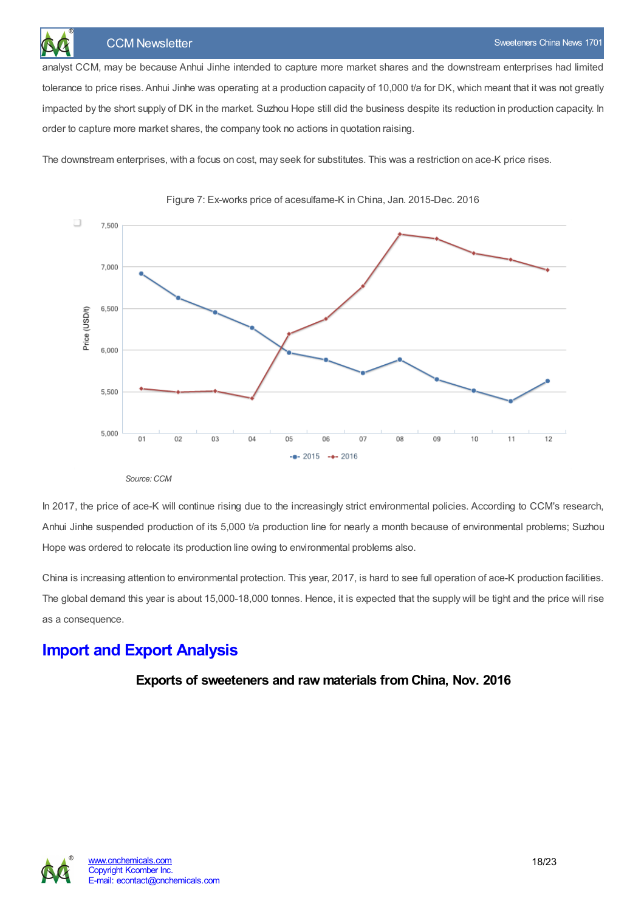analyst CCM, may be because Anhui Jinhe intended to capture more market shares and the downstream enterprises had limited tolerance to price rises. Anhui Jinhe was operating at a production capacity of 10,000 t/a for DK, which meant that it was not greatly impacted by the short supply of DK in the market. Suzhou Hope still did the business despite its reduction in production capacity. In order to capture more market shares, the company took no actions in quotation raising.

The downstream enterprises, with a focus on cost, may seek for substitutes. This was a restriction on ace-K price rises.

Figure 7: Ex-works price of acesulfame-K in China, Jan. 2015-Dec. 2016

*Source: CCM*

In 2017, the price of ace-K will continue rising due to the increasingly strict environmental policies. According to CCM's research, Anhui Jinhe suspended production of its 5,000 t/a production line for nearly a month because of environmental problems; Suzhou Hope was ordered to relocate its production line owing to environmental problems also.

China is increasing attention to environmental protection. This year, 2017, is hard to see full operation of ace-K production facilities. The global demand this year is about 15,000-18,000 tonnes. Hence, it is expected that the supply will be tight and the price will rise as a consequence.

## Import and Export Analysis

### Exports of sweeteners and raw materials from China, Nov. 2016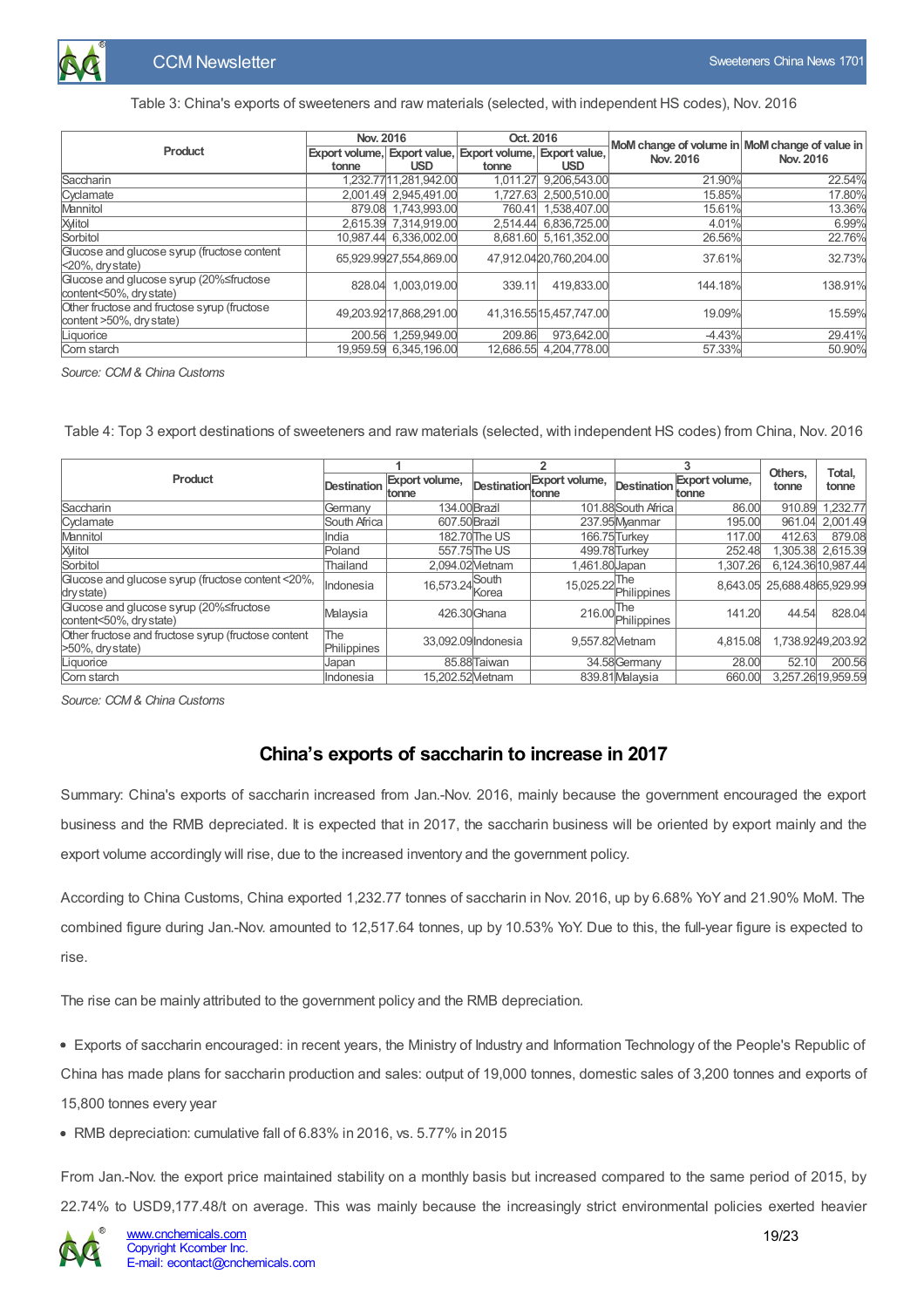Table 3: China's exports of sweeteners and raw materials (selected, with independent HS codes), Nov. 2016

| Product | Nov. 2016 | | Oct. 2016 | | MoM change of volume in Nov. 2016 | MoM change of value in Nov. 2016 |
|---|---|---|---|---|---|---|
| | Export volume, tonne | Export value, USD | Export volume, tonne | Export value, USD | | |
| Saccharin | 1,232.77 | 11,281,942.00 | 1,011.27 | 9,206,543.00 | 21.90% | 22.54% |
| Cyclamate | 2,001.49 | 2,945,491.00 | 1,727.63 | 2,500,510.00 | 15.85% | 17.80% |
| Mannitol | 879.08 | 1,743,993.00 | 760.41 | 1,538,407.00 | 15.61% | 13.36% |
| Xylitol | 2,615.39 | 7,314,919.00 | 2,514.44 | 6,836,725.00 | 4.01% | 6.99% |
| Sorbitol | 10,987.44 | 6,336,002.00 | 8,681.60 | 5,161,352.00 | 26.56% | 22.76% |
| Glucose and glucose syrup (fructose content <20%, dry state) | 65,929.99 | 27,554,869.00 | 47,912.04 | 20,760,204.00 | 37.61% | 32.73% |
| Glucose and glucose syrup (20%≤fructose content<50%, dry state) | 828.04 | 1,003,019.00 | 339.11 | 419,833.00 | 144.18% | 138.91% |
| Other fructose and fructose syrup (fructose content >50%, dry state) | 49,203.92 | 17,868,291.00 | 41,316.55 | 15,457,747.00 | 19.09% | 15.59% |
| Liquorice | 200.56 | 1,259,949.00 | 209.86 | 973,642.00 | -4.43% | 29.41% |
| Corn starch | 19,959.59 | 6,345,196.00 | 12,686.55 | 4,204,778.00 | 57.33% | 50.90% |

*Source: CCM & China Customs*

Table 4: Top 3 export destinations of sweeteners and raw materials (selected, with independent HS codes) from China, Nov. 2016

| Product | 1 | | 2 | | 3 | | Others, tonne | Total, tonne |
|---|---|---|---|---|---|---|---|---|
| | Destination | Export volume, tonne | Destination | Export volume, tonne | Destination | Export volume, tonne | | |
| Saccharin | Germany | 134.00 | Brazil | 101.88 | South Africa | 86.00 | 910.89 | 1,232.77 |
| Cyclamate | South Africa | 607.50 | Brazil | 237.95 | Myanmar | 195.00 | 961.04 | 2,001.49 |
| Mannitol | India | 182.70 | The US | 166.75 | Turkey | 117.00 | 412.63 | 879.08 |
| Xylitol | Poland | 557.75 | The US | 499.78 | Turkey | 252.48 | 1,305.38 | 2,615.39 |
| Sorbitol | Thailand | 2,094.02 | Vietnam | 1,461.80 | Japan | 1,307.26 | 6,124.36 | 10,987.44 |
| Glucose and glucose syrup (fructose content <20%, dry state) | Indonesia | 16,573.24 | South Korea | 15,025.22 | The Philippines | 8,643.05 | 25,688.48 | 65,929.99 |
| Glucose and glucose syrup (20%≤fructose content<50%, dry state) | Malaysia | 426.30 | Ghana | 216.00 | The Philippines | 141.20 | 44.54 | 828.04 |
| Other fructose and fructose syrup (fructose content >50%, dry state) | The Philippines | 33,092.09 | Indonesia | 9,557.82 | Vietnam | 4,815.08 | 1,738.92 | 49,203.92 |
| Liquorice | Japan | 85.88 | Taiwan | 34.58 | Germany | 28.00 | 52.10 | 200.56 |
| Corn starch | Indonesia | 15,202.52 | Vietnam | 839.81 | Malaysia | 660.00 | 3,257.26 | 19,959.59 |

*Source: CCM & China Customs*

## China's exports of saccharin to increase in 2017

Summary: China's exports of saccharin increased from Jan.-Nov. 2016, mainly because the government encouraged the export business and the RMB depreciated. It is expected that in 2017, the saccharin business will be oriented by export mainly and the export volume accordingly will rise, due to the increased inventory and the government policy.

According to China Customs, China exported 1,232.77 tonnes of saccharin in Nov. 2016, up by 6.68% YoY and 21.90% MoM. The combined figure during Jan.-Nov. amounted to 12,517.64 tonnes, up by 10.53% YoY. Due to this, the full-year figure is expected to rise.

The rise can be mainly attributed to the government policy and the RMB depreciation.

- Exports of saccharin encouraged: in recent years, the Ministry of Industry and Information Technology of the People's Republic of China has made plans for saccharin production and sales: output of 19,000 tonnes, domestic sales of 3,200 tonnes and exports of 15,800 tonnes every year
- RMB depreciation: cumulative fall of 6.83% in 2016, vs. 5.77% in 2015

From Jan.-Nov. the export price maintained stability on a monthly basis but increased compared to the same period of 2015, by 22.74% to USD9,177.48/t on average. This was mainly because the increasingly strict environmental policies exerted heavier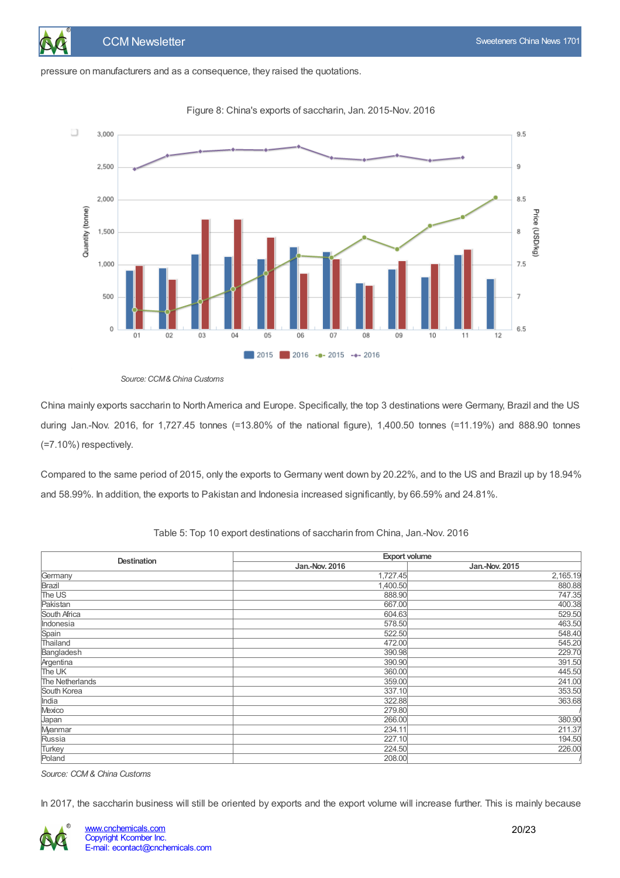pressure on manufacturers and as a consequence, they raised the quotations.

Figure 8: China's exports of saccharin, Jan. 2015-Nov. 2016

Source: CCM & China Customs

China mainly exports saccharin to North America and Europe. Specifically, the top 3 destinations were Germany, Brazil and the US during Jan.-Nov. 2016, for 1,727.45 tonnes (=13.80% of the national figure), 1,400.50 tonnes (=11.19%) and 888.90 tonnes (=7.10%) respectively.

Compared to the same period of 2015, only the exports to Germany went down by 20.22%, and to the US and Brazil up by 18.94% and 58.99%. In addition, the exports to Pakistan and Indonesia increased significantly, by 66.59% and 24.81%.

Table 5: Top 10 export destinations of saccharin from China, Jan.-Nov. 2016

| Destination | Export volume | |
|---|---|---|
| | Jan.-Nov. 2016 | Jan.-Nov. 2015 |
| Germany | 1,727.45 | 2,165.19 |
| Brazil | 1,400.50 | 880.88 |
| The US | 888.90 | 747.35 |
| Pakistan | 667.00 | 400.38 |
| South Africa | 604.63 | 529.50 |
| Indonesia | 578.50 | 463.50 |
| Spain | 522.50 | 548.40 |
| Thailand | 472.00 | 545.20 |
| Bangladesh | 390.98 | 229.70 |
| Argentina | 390.90 | 391.50 |
| The UK | 360.00 | 445.50 |
| The Netherlands | 359.00 | 241.00 |
| South Korea | 337.10 | 353.50 |
| India | 322.88 | 363.68 |
| Mexico | 279.80 | / |
| Japan | 266.00 | 380.90 |
| Myanmar | 234.11 | 211.37 |
| Russia | 227.10 | 194.50 |
| Turkey | 224.50 | 226.00 |
| Poland | 208.00 | / |

Source: CCM & China Customs

In 2017, the saccharin business will still be oriented by exports and the export volume will increase further. This is mainly because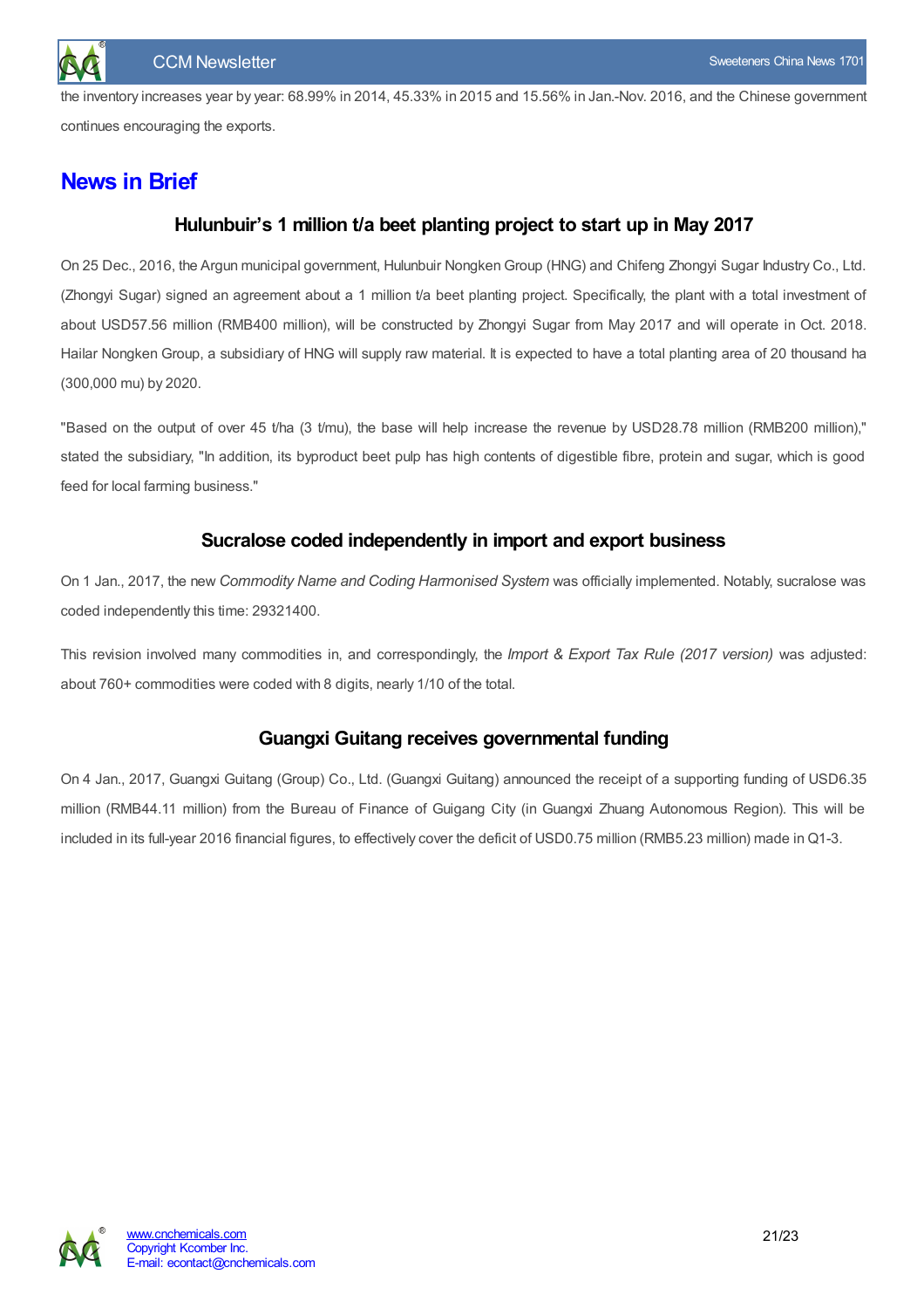the inventory increases year by year: 68.99% in 2014, 45.33% in 2015 and 15.56% in Jan.-Nov. 2016, and the Chinese government continues encouraging the exports.

# News in Brief

### Hulunbuir's 1 million t/a beet planting project to start up in May 2017

On 25 Dec., 2016, the Argun municipal government, Hulunbuir Nongken Group (HNG) and Chifeng Zhongyi Sugar Industry Co., Ltd. (Zhongyi Sugar) signed an agreement about a 1 million t/a beet planting project. Specifically, the plant with a total investment of about USD57.56 million (RMB400 million), will be constructed by Zhongyi Sugar from May 2017 and will operate in Oct. 2018. Hailar Nongken Group, a subsidiary of HNG will supply raw material. It is expected to have a total planting area of 20 thousand ha (300,000 mu) by 2020.

"Based on the output of over 45 t/ha (3 t/mu), the base will help increase the revenue by USD28.78 million (RMB200 million)," stated the subsidiary, "In addition, its byproduct beet pulp has high contents of digestible fibre, protein and sugar, which is good feed for local farming business."

### Sucralose coded independently in import and export business

On 1 Jan., 2017, the new *Commodity Name and Coding Harmonised System* was officially implemented. Notably, sucralose was coded independently this time: 29321400.

This revision involved many commodities in, and correspondingly, the *Import & Export Tax Rule (2017 version)* was adjusted: about 760+ commodities were coded with 8 digits, nearly 1/10 of the total.

### Guangxi Guitang receives governmental funding

On 4 Jan., 2017, Guangxi Guitang (Group) Co., Ltd. (Guangxi Guitang) announced the receipt of a supporting funding of USD6.35 million (RMB44.11 million) from the Bureau of Finance of Guigang City (in Guangxi Zhuang Autonomous Region). This will be included in its full-year 2016 financial figures, to effectively cover the deficit of USD0.75 million (RMB5.23 million) made in Q1-3.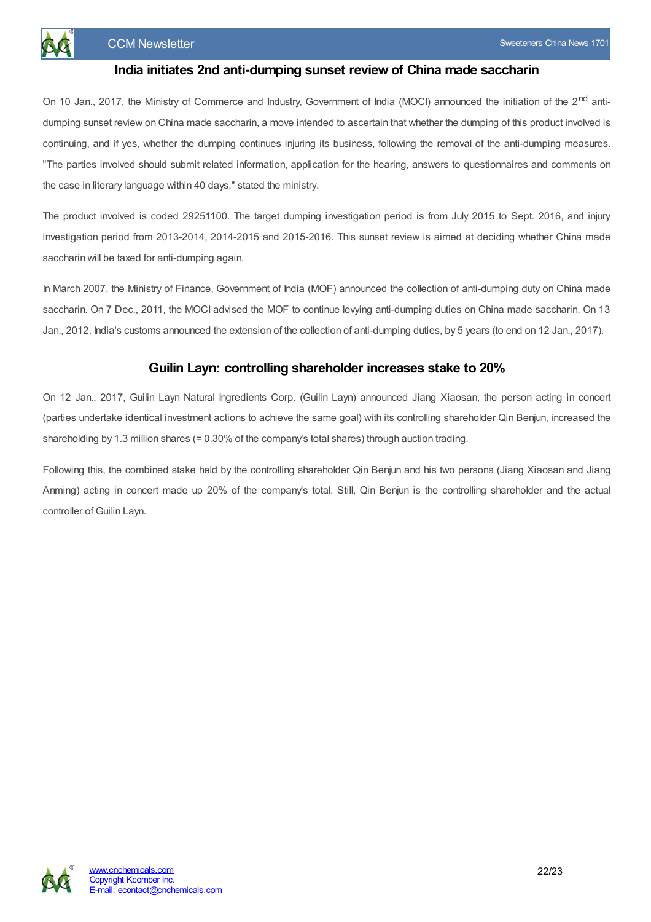## India initiates 2nd anti-dumping sunset review of China made saccharin

On 10 Jan., 2017, the Ministry of Commerce and Industry, Government of India (MOCI) announced the initiation of the 2nd anti-dumping sunset review on China made saccharin, a move intended to ascertain that whether the dumping of this product involved is continuing, and if yes, whether the dumping continues injuring its business, following the removal of the anti-dumping measures. "The parties involved should submit related information, application for the hearing, answers to questionnaires and comments on the case in literary language within 40 days," stated the ministry.

The product involved is coded 29251100. The target dumping investigation period is from July 2015 to Sept. 2016, and injury investigation period from 2013-2014, 2014-2015 and 2015-2016. This sunset review is aimed at deciding whether China made saccharin will be taxed for anti-dumping again.

In March 2007, the Ministry of Finance, Government of India (MOF) announced the collection of anti-dumping duty on China made saccharin. On 7 Dec., 2011, the MOCI advised the MOF to continue levying anti-dumping duties on China made saccharin. On 13 Jan., 2012, India's customs announced the extension of the collection of anti-dumping duties, by 5 years (to end on 12 Jan., 2017).

## Guilin Layn: controlling shareholder increases stake to 20%

On 12 Jan., 2017, Guilin Layn Natural Ingredients Corp. (Guilin Layn) announced Jiang Xiaosan, the person acting in concert (parties undertake identical investment actions to achieve the same goal) with its controlling shareholder Qin Benjun, increased the shareholding by 1.3 million shares (= 0.30% of the company's total shares) through auction trading.

Following this, the combined stake held by the controlling shareholder Qin Benjun and his two persons (Jiang Xiaosan and Jiang Anming) acting in concert made up 20% of the company's total. Still, Qin Benjun is the controlling shareholder and the actual controller of Guilin Layn.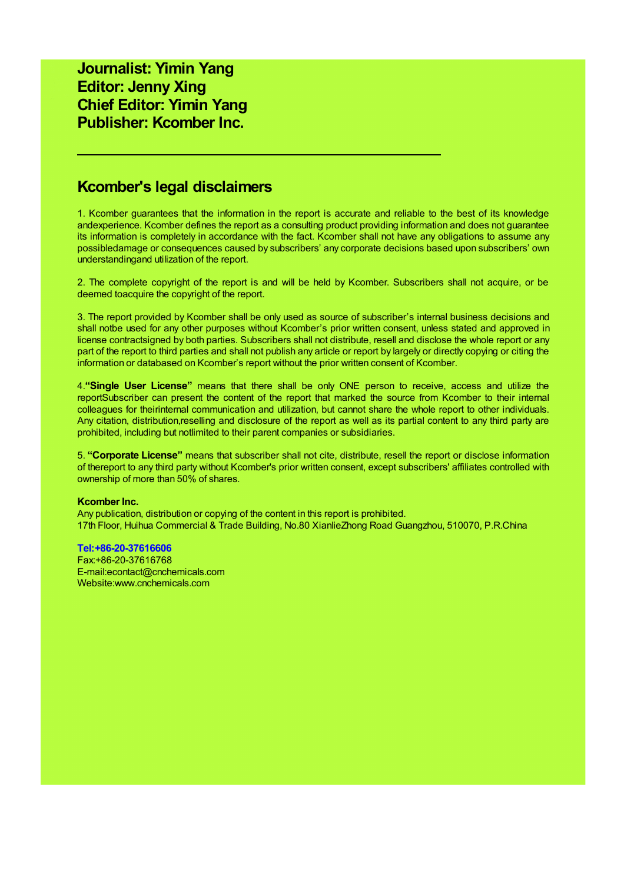**Journalist: Yimin Yang**
**Editor: Jenny Xing**
**Chief Editor: Yimin Yang**
**Publisher: Kcomber Inc.**

---

## Kcomber's legal disclaimers

1. Kcomber guarantees that the information in the report is accurate and reliable to the best of its knowledge andexperience. Kcomber defines the report as a consulting product providing information and does not guarantee its information is completely in accordance with the fact. Kcomber shall not have any obligations to assume any possibledamage or consequences caused by subscribers' any corporate decisions based upon subscribers' own understandingand utilization of the report.

2. The complete copyright of the report is and will be held by Kcomber. Subscribers shall not acquire, or be deemed toacquire the copyright of the report.

3. The report provided by Kcomber shall be only used as source of subscriber's internal business decisions and shall notbe used for any other purposes without Kcomber's prior written consent, unless stated and approved in license contractsigned by both parties. Subscribers shall not distribute, resell and disclose the whole report or any part of the report to third parties and shall not publish any article or report by largely or directly copying or citing the information or databased on Kcomber's report without the prior written consent of Kcomber.

4.**"Single User License"** means that there shall be only ONE person to receive, access and utilize the reportSubscriber can present the content of the report that marked the source from Kcomber to their internal colleagues for theirinternal communication and utilization, but cannot share the whole report to other individuals. Any citation, distribution,reselling and disclosure of the report as well as its partial content to any third party are prohibited, including but notlimited to their parent companies or subsidiaries.

5. **"Corporate License"** means that subscriber shall not cite, distribute, resell the report or disclose information of thereport to any third party without Kcomber's prior written consent, except subscribers' affiliates controlled with ownership of more than 50% of shares.

**Kcomber Inc.**
Any publication, distribution or copying of the content in this report is prohibited.
17th Floor, Huihua Commercial & Trade Building, No.80 XianlieZhong Road Guangzhou, 510070, P.R.China

**Tel:+86-20-37616606**
Fax:+86-20-37616768
E-mail:econtact@cnchemicals.com
Website:www.cnchemicals.com